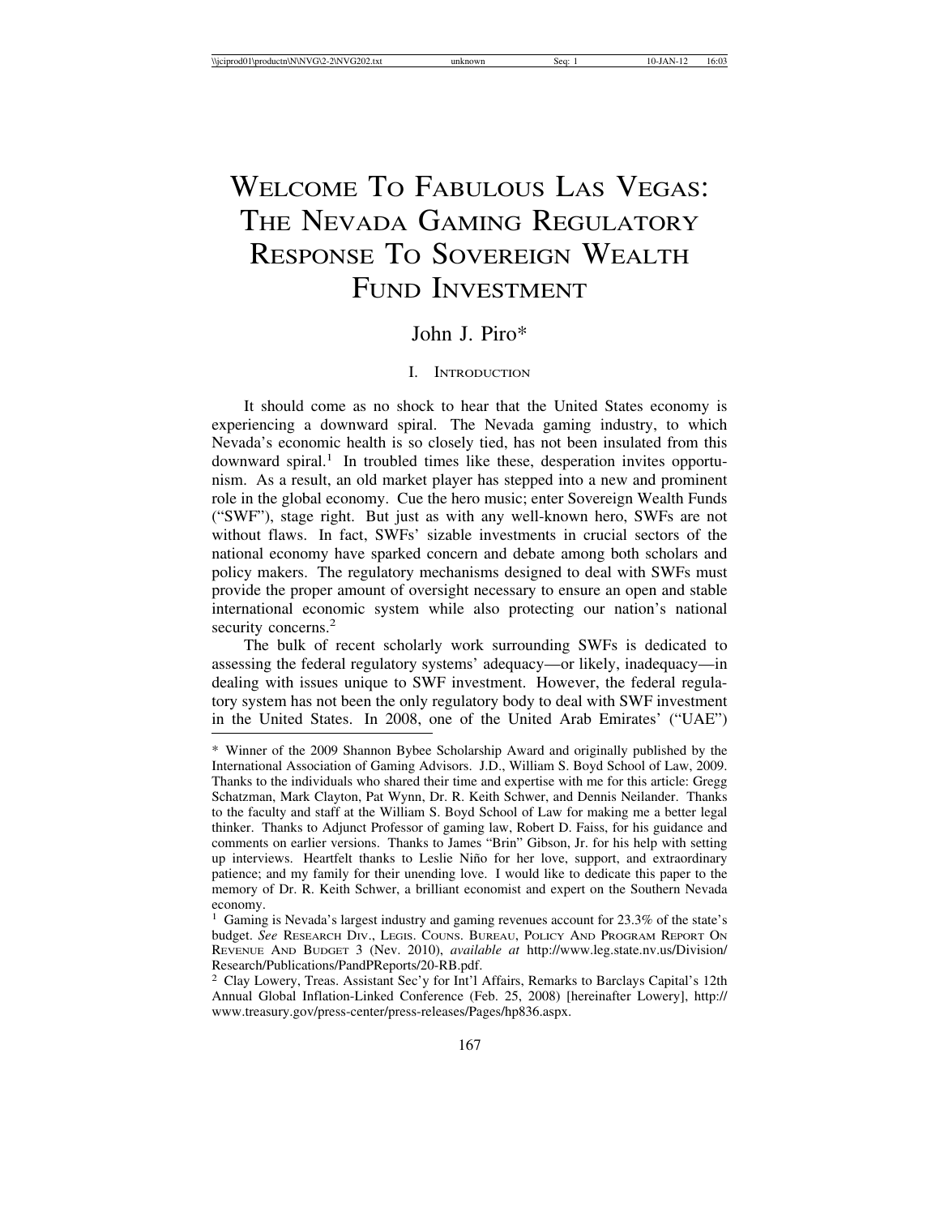# Welcome To Fabulous Las Vegas: The Nevada Gaming Regulatory Response To Sovereign Wealth Fund Investment

John J. Piro*

## I. Introduction

It should come as no shock to hear that the United States economy is experiencing a downward spiral. The Nevada gaming industry, to which Nevada's economic health is so closely tied, has not been insulated from this downward spiral.[1] In troubled times like these, desperation invites opportunism. As a result, an old market player has stepped into a new and prominent role in the global economy. Cue the hero music; enter Sovereign Wealth Funds ("SWF"), stage right. But just as with any well-known hero, SWFs are not without flaws. In fact, SWFs' sizable investments in crucial sectors of the national economy have sparked concern and debate among both scholars and policy makers. The regulatory mechanisms designed to deal with SWFs must provide the proper amount of oversight necessary to ensure an open and stable international economic system while also protecting our nation's national security concerns.[2]

The bulk of recent scholarly work surrounding SWFs is dedicated to assessing the federal regulatory systems' adequacy—or likely, inadequacy—in dealing with issues unique to SWF investment. However, the federal regulatory system has not been the only regulatory body to deal with SWF investment in the United States. In 2008, one of the United Arab Emirates' ("UAE")

---

\* Winner of the 2009 Shannon Bybee Scholarship Award and originally published by the International Association of Gaming Advisors. J.D., William S. Boyd School of Law, 2009. Thanks to the individuals who shared their time and expertise with me for this article: Gregg Schatzman, Mark Clayton, Pat Wynn, Dr. R. Keith Schwer, and Dennis Neilander. Thanks to the faculty and staff at the William S. Boyd School of Law for making me a better legal thinker. Thanks to Adjunct Professor of gaming law, Robert D. Faiss, for his guidance and comments on earlier versions. Thanks to James "Brin" Gibson, Jr. for his help with setting up interviews. Heartfelt thanks to Leslie Niño for her love, support, and extraordinary patience; and my family for their unending love. I would like to dedicate this paper to the memory of Dr. R. Keith Schwer, a brilliant economist and expert on the Southern Nevada economy.

[1] Gaming is Nevada's largest industry and gaming revenues account for 23.3% of the state's budget. *See* Research Div., Legis. Couns. Bureau, Policy And Program Report On Revenue And Budget 3 (Nov. 2010), *available at* http://www.leg.state.nv.us/Division/Research/Publications/PandPReports/20-RB.pdf.

[2] Clay Lowery, Treas. Assistant Sec'y for Int'l Affairs, Remarks to Barclays Capital's 12th Annual Global Inflation-Linked Conference (Feb. 25, 2008) [hereinafter Lowery], http://www.treasury.gov/press-center/press-releases/Pages/hp836.aspx.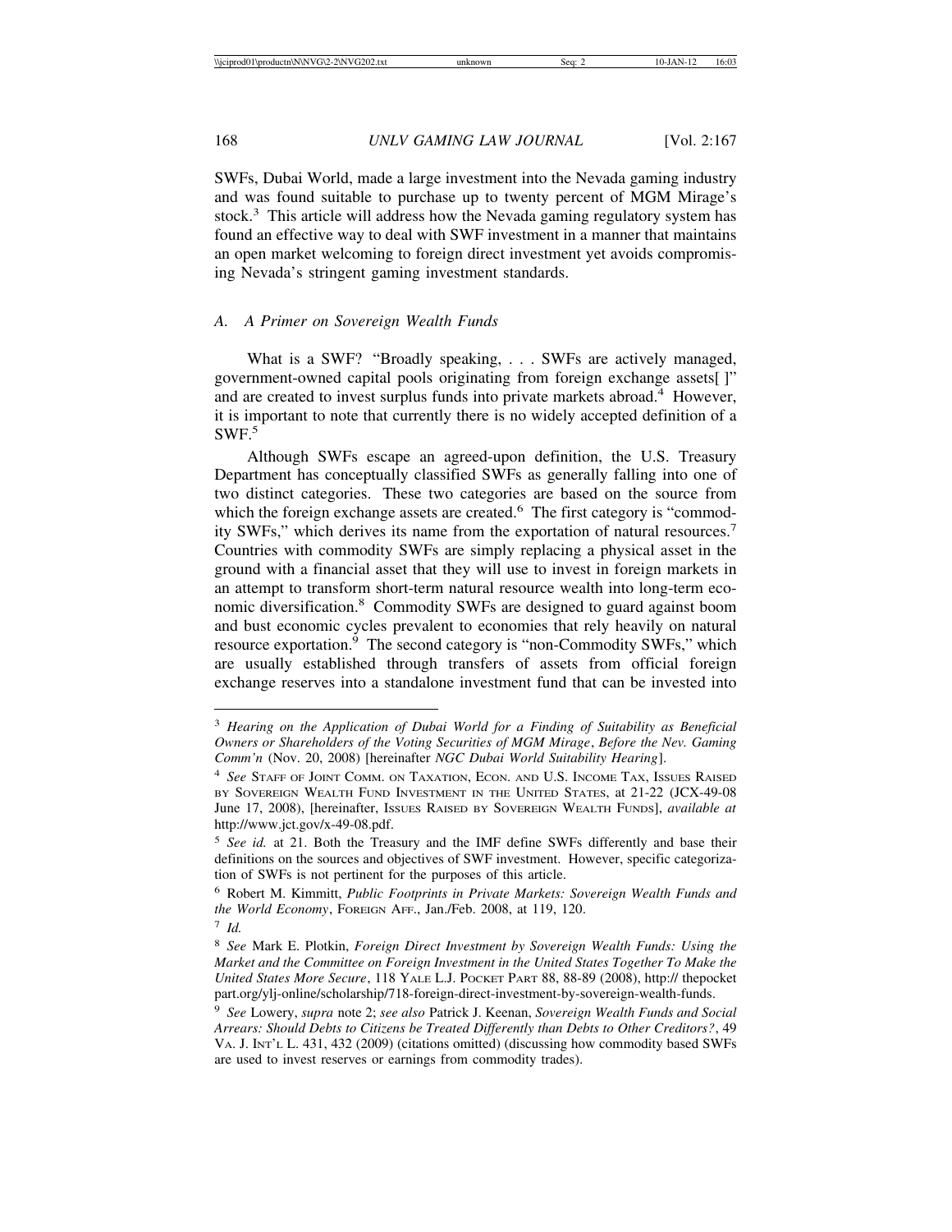SWFs, Dubai World, made a large investment into the Nevada gaming industry and was found suitable to purchase up to twenty percent of MGM Mirage's stock.[3] This article will address how the Nevada gaming regulatory system has found an effective way to deal with SWF investment in a manner that maintains an open market welcoming to foreign direct investment yet avoids compromising Nevada's stringent gaming investment standards.

### A. A Primer on Sovereign Wealth Funds

What is a SWF? "Broadly speaking, . . . SWFs are actively managed, government-owned capital pools originating from foreign exchange assets[ ]" and are created to invest surplus funds into private markets abroad.[4] However, it is important to note that currently there is no widely accepted definition of a SWF.[5]

Although SWFs escape an agreed-upon definition, the U.S. Treasury Department has conceptually classified SWFs as generally falling into one of two distinct categories. These two categories are based on the source from which the foreign exchange assets are created.[6] The first category is "commodity SWFs," which derives its name from the exportation of natural resources.[7] Countries with commodity SWFs are simply replacing a physical asset in the ground with a financial asset that they will use to invest in foreign markets in an attempt to transform short-term natural resource wealth into long-term economic diversification.[8] Commodity SWFs are designed to guard against boom and bust economic cycles prevalent to economies that rely heavily on natural resource exportation.[9] The second category is "non-Commodity SWFs," which are usually established through transfers of assets from official foreign exchange reserves into a standalone investment fund that can be invested into

---

[3] *Hearing on the Application of Dubai World for a Finding of Suitability as Beneficial Owners or Shareholders of the Voting Securities of MGM Mirage*, *Before the Nev. Gaming Comm'n* (Nov. 20, 2008) [hereinafter *NGC Dubai World Suitability Hearing*].

[4] *See* Staff of Joint Comm. on Taxation, Econ. and U.S. Income Tax, Issues Raised by Sovereign Wealth Fund Investment in the United States, at 21-22 (JCX-49-08 June 17, 2008), [hereinafter, Issues Raised by Sovereign Wealth Funds], *available at* http://www.jct.gov/x-49-08.pdf.

[5] *See id.* at 21. Both the Treasury and the IMF define SWFs differently and base their definitions on the sources and objectives of SWF investment. However, specific categorization of SWFs is not pertinent for the purposes of this article.

[6] Robert M. Kimmitt, *Public Footprints in Private Markets: Sovereign Wealth Funds and the World Economy*, Foreign Aff., Jan./Feb. 2008, at 119, 120.

[7] *Id.*

[8] *See* Mark E. Plotkin, *Foreign Direct Investment by Sovereign Wealth Funds: Using the Market and the Committee on Foreign Investment in the United States Together To Make the United States More Secure*, 118 Yale L.J. Pocket Part 88, 88-89 (2008), http:// thepocket part.org/ylj-online/scholarship/718-foreign-direct-investment-by-sovereign-wealth-funds.

[9] *See* Lowery, *supra* note 2; *see also* Patrick J. Keenan, *Sovereign Wealth Funds and Social Arrears: Should Debts to Citizens be Treated Differently than Debts to Other Creditors?*, 49 Va. J. Int'l L. 431, 432 (2009) (citations omitted) (discussing how commodity based SWFs are used to invest reserves or earnings from commodity trades).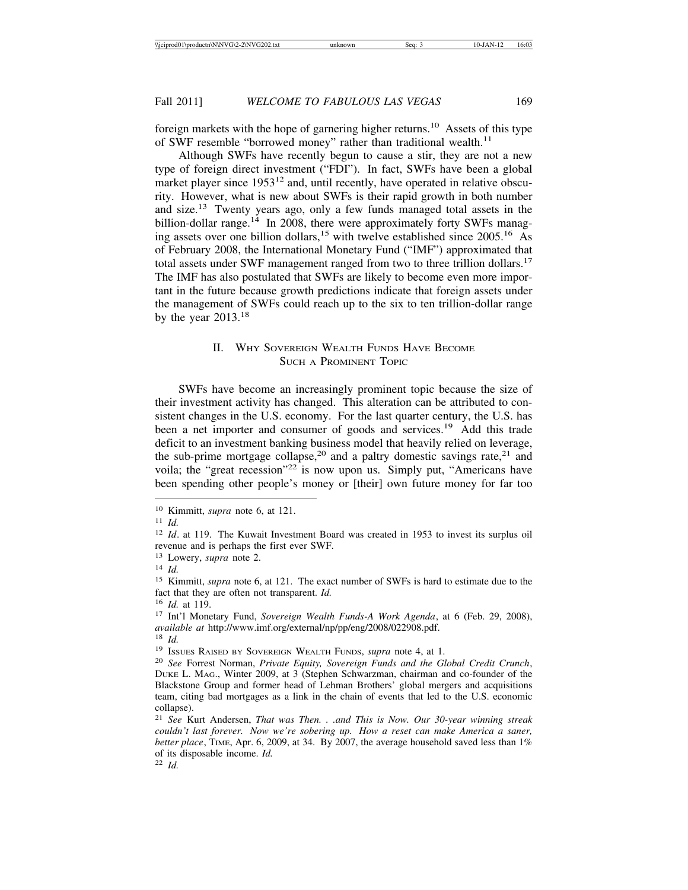foreign markets with the hope of garnering higher returns.[10] Assets of this type of SWF resemble "borrowed money" rather than traditional wealth.[11]

Although SWFs have recently begun to cause a stir, they are not a new type of foreign direct investment ("FDI"). In fact, SWFs have been a global market player since 1953[12] and, until recently, have operated in relative obscurity. However, what is new about SWFs is their rapid growth in both number and size.[13] Twenty years ago, only a few funds managed total assets in the billion-dollar range.[14] In 2008, there were approximately forty SWFs managing assets over one billion dollars,[15] with twelve established since 2005.[16] As of February 2008, the International Monetary Fund ("IMF") approximated that total assets under SWF management ranged from two to three trillion dollars.[17] The IMF has also postulated that SWFs are likely to become even more important in the future because growth predictions indicate that foreign assets under the management of SWFs could reach up to the six to ten trillion-dollar range by the year 2013.[18]

## II. Why Sovereign Wealth Funds Have Become Such a Prominent Topic

SWFs have become an increasingly prominent topic because the size of their investment activity has changed. This alteration can be attributed to consistent changes in the U.S. economy. For the last quarter century, the U.S. has been a net importer and consumer of goods and services.[19] Add this trade deficit to an investment banking business model that heavily relied on leverage, the sub-prime mortgage collapse,[20] and a paltry domestic savings rate,[21] and voila; the "great recession"[22] is now upon us. Simply put, "Americans have been spending other people's money or [their] own future money for far too

---

[10] Kimmitt, *supra* note 6, at 121.

[11] *Id.*

[12] *Id*. at 119. The Kuwait Investment Board was created in 1953 to invest its surplus oil revenue and is perhaps the first ever SWF.

[13] Lowery, *supra* note 2.

[14] *Id.*

[15] Kimmitt, *supra* note 6, at 121. The exact number of SWFs is hard to estimate due to the fact that they are often not transparent. *Id.*

[16] *Id.* at 119.

[17] Int'l Monetary Fund, *Sovereign Wealth Funds-A Work Agenda*, at 6 (Feb. 29, 2008), *available at* http://www.imf.org/external/np/pp/eng/2008/022908.pdf.

[18] *Id.*

[19] Issues Raised by Sovereign Wealth Funds, *supra* note 4, at 1.

[20] *See* Forrest Norman, *Private Equity, Sovereign Funds and the Global Credit Crunch*, Duke L. Mag., Winter 2009, at 3 (Stephen Schwarzman, chairman and co-founder of the Blackstone Group and former head of Lehman Brothers' global mergers and acquisitions team, citing bad mortgages as a link in the chain of events that led to the U.S. economic collapse).

[21] *See* Kurt Andersen, *That was Then. . .and This is Now. Our 30-year winning streak couldn't last forever. Now we're sobering up. How a reset can make America a saner, better place*, Time, Apr. 6, 2009, at 34. By 2007, the average household saved less than 1% of its disposable income. *Id.*

[22] *Id.*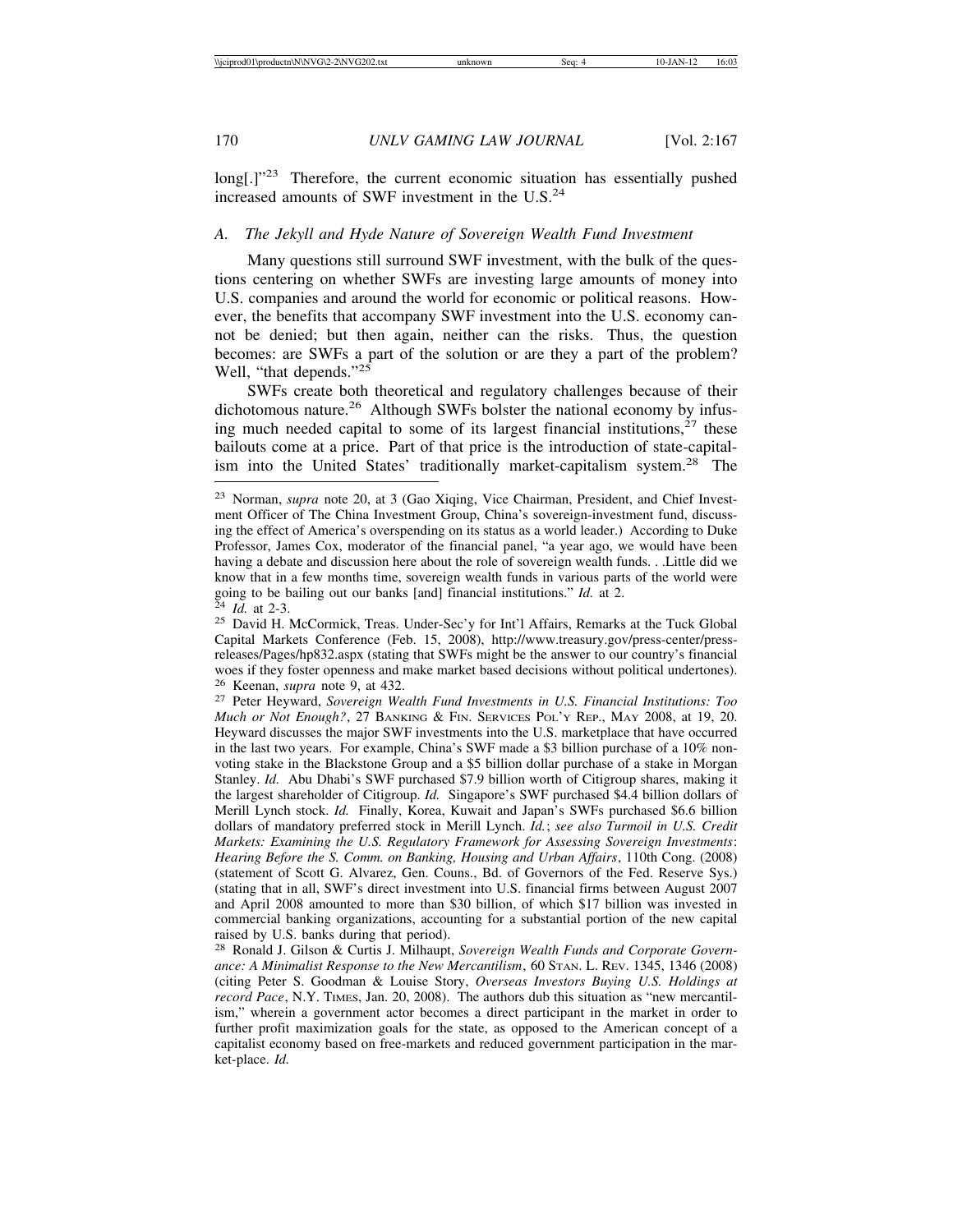long[.]"[23] Therefore, the current economic situation has essentially pushed increased amounts of SWF investment in the U.S.[24]

### A. The Jekyll and Hyde Nature of Sovereign Wealth Fund Investment

Many questions still surround SWF investment, with the bulk of the questions centering on whether SWFs are investing large amounts of money into U.S. companies and around the world for economic or political reasons. However, the benefits that accompany SWF investment into the U.S. economy cannot be denied; but then again, neither can the risks. Thus, the question becomes: are SWFs a part of the solution or are they a part of the problem? Well, "that depends."[25]

SWFs create both theoretical and regulatory challenges because of their dichotomous nature.[26] Although SWFs bolster the national economy by infusing much needed capital to some of its largest financial institutions,[27] these bailouts come at a price. Part of that price is the introduction of state-capitalism into the United States' traditionally market-capitalism system.[28] The

---

[23] Norman, *supra* note 20, at 3 (Gao Xiqing, Vice Chairman, President, and Chief Investment Officer of The China Investment Group, China's sovereign-investment fund, discussing the effect of America's overspending on its status as a world leader.) According to Duke Professor, James Cox, moderator of the financial panel, "a year ago, we would have been having a debate and discussion here about the role of sovereign wealth funds. . .Little did we know that in a few months time, sovereign wealth funds in various parts of the world were going to be bailing out our banks [and] financial institutions." *Id.* at 2.

[24] *Id.* at 2-3.

[25] David H. McCormick, Treas. Under-Sec'y for Int'l Affairs, Remarks at the Tuck Global Capital Markets Conference (Feb. 15, 2008), http://www.treasury.gov/press-center/press-releases/Pages/hp832.aspx (stating that SWFs might be the answer to our country's financial woes if they foster openness and make market based decisions without political undertones).

[26] Keenan, *supra* note 9, at 432.

[27] Peter Heyward, *Sovereign Wealth Fund Investments in U.S. Financial Institutions: Too Much or Not Enough?*, 27 BANKING & FIN. SERVICES POL'Y REP., MAY 2008, at 19, 20. Heyward discusses the major SWF investments into the U.S. marketplace that have occurred in the last two years. For example, China's SWF made a $3 billion purchase of a 10% non-voting stake in the Blackstone Group and a $5 billion dollar purchase of a stake in Morgan Stanley. *Id.* Abu Dhabi's SWF purchased $7.9 billion worth of Citigroup shares, making it the largest shareholder of Citigroup. *Id.* Singapore's SWF purchased $4.4 billion dollars of Merill Lynch stock. *Id.* Finally, Korea, Kuwait and Japan's SWFs purchased $6.6 billion dollars of mandatory preferred stock in Merill Lynch. *Id.*; *see also Turmoil in U.S. Credit Markets: Examining the U.S. Regulatory Framework for Assessing Sovereign Investments*: *Hearing Before the S. Comm. on Banking, Housing and Urban Affairs*, 110th Cong. (2008) (statement of Scott G. Alvarez, Gen. Couns., Bd. of Governors of the Fed. Reserve Sys.) (stating that in all, SWF's direct investment into U.S. financial firms between August 2007 and April 2008 amounted to more than $30 billion, of which $17 billion was invested in commercial banking organizations, accounting for a substantial portion of the new capital raised by U.S. banks during that period).

[28] Ronald J. Gilson & Curtis J. Milhaupt, *Sovereign Wealth Funds and Corporate Governance: A Minimalist Response to the New Mercantilism*, 60 STAN. L. REV. 1345, 1346 (2008) (citing Peter S. Goodman & Louise Story, *Overseas Investors Buying U.S. Holdings at record Pace*, N.Y. TIMES, Jan. 20, 2008). The authors dub this situation as "new mercantilism," wherein a government actor becomes a direct participant in the market in order to further profit maximization goals for the state, as opposed to the American concept of a capitalist economy based on free-markets and reduced government participation in the market-place. *Id.*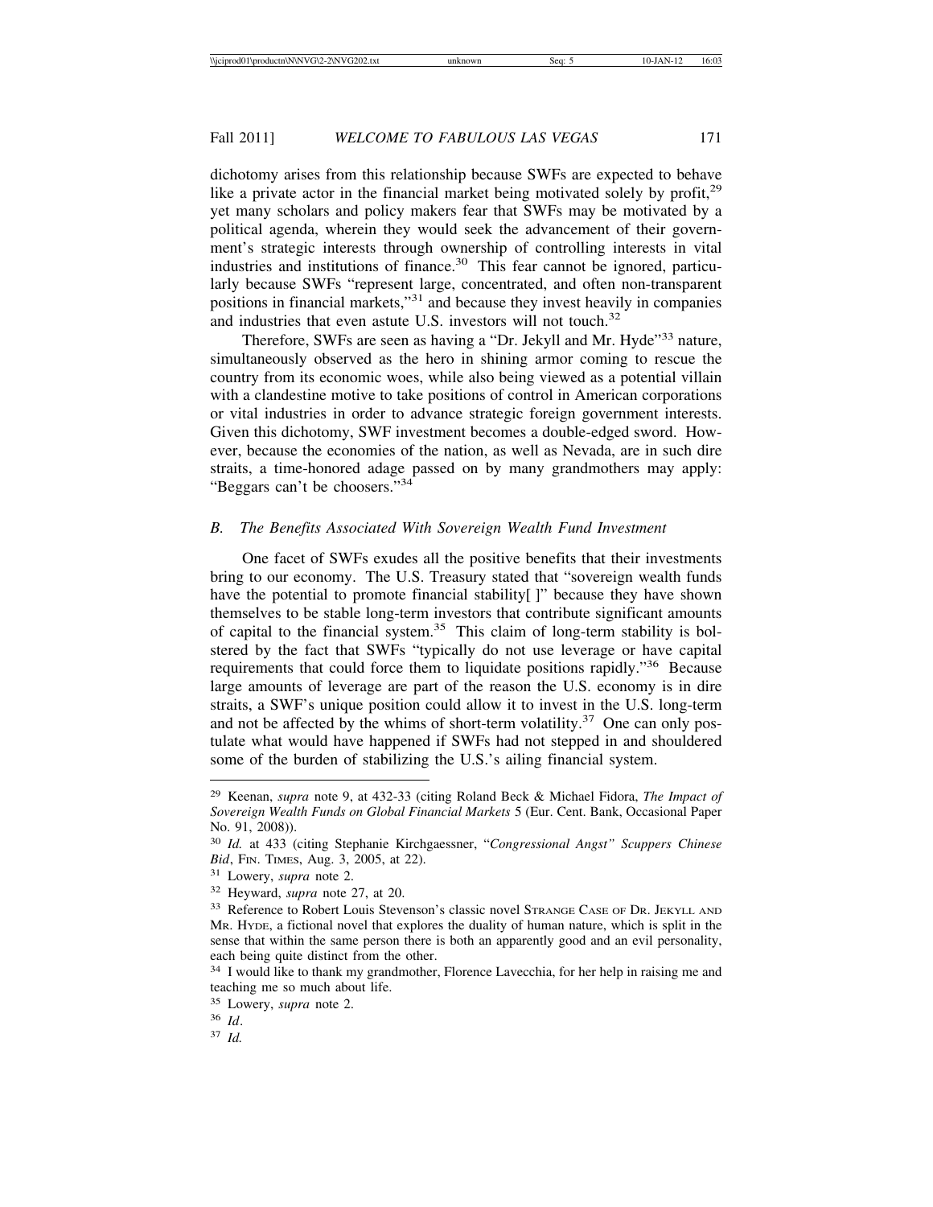dichotomy arises from this relationship because SWFs are expected to behave like a private actor in the financial market being motivated solely by profit,[29] yet many scholars and policy makers fear that SWFs may be motivated by a political agenda, wherein they would seek the advancement of their government's strategic interests through ownership of controlling interests in vital industries and institutions of finance.[30] This fear cannot be ignored, particularly because SWFs "represent large, concentrated, and often non-transparent positions in financial markets,"[31] and because they invest heavily in companies and industries that even astute U.S. investors will not touch.[32]

Therefore, SWFs are seen as having a "Dr. Jekyll and Mr. Hyde"[33] nature, simultaneously observed as the hero in shining armor coming to rescue the country from its economic woes, while also being viewed as a potential villain with a clandestine motive to take positions of control in American corporations or vital industries in order to advance strategic foreign government interests. Given this dichotomy, SWF investment becomes a double-edged sword. However, because the economies of the nation, as well as Nevada, are in such dire straits, a time-honored adage passed on by many grandmothers may apply: "Beggars can't be choosers."[34]

### B. *The Benefits Associated With Sovereign Wealth Fund Investment*

One facet of SWFs exudes all the positive benefits that their investments bring to our economy. The U.S. Treasury stated that "sovereign wealth funds have the potential to promote financial stability[ ]" because they have shown themselves to be stable long-term investors that contribute significant amounts of capital to the financial system.[35] This claim of long-term stability is bolstered by the fact that SWFs "typically do not use leverage or have capital requirements that could force them to liquidate positions rapidly."[36] Because large amounts of leverage are part of the reason the U.S. economy is in dire straits, a SWF's unique position could allow it to invest in the U.S. long-term and not be affected by the whims of short-term volatility.[37] One can only postulate what would have happened if SWFs had not stepped in and shouldered some of the burden of stabilizing the U.S.'s ailing financial system.

---

[29] Keenan, *supra* note 9, at 432-33 (citing Roland Beck & Michael Fidora, *The Impact of Sovereign Wealth Funds on Global Financial Markets* 5 (Eur. Cent. Bank, Occasional Paper No. 91, 2008)).

[30] *Id.* at 433 (citing Stephanie Kirchgaessner, "*Congressional Angst" Scuppers Chinese Bid*, FIN. TIMES, Aug. 3, 2005, at 22).

[31] Lowery, *supra* note 2.

[32] Heyward, *supra* note 27, at 20.

[33] Reference to Robert Louis Stevenson's classic novel STRANGE CASE OF DR. JEKYLL AND MR. HYDE, a fictional novel that explores the duality of human nature, which is split in the sense that within the same person there is both an apparently good and an evil personality, each being quite distinct from the other.

[34] I would like to thank my grandmother, Florence Lavecchia, for her help in raising me and teaching me so much about life.

[35] Lowery, *supra* note 2.

[36] *Id*.

[37] *Id.*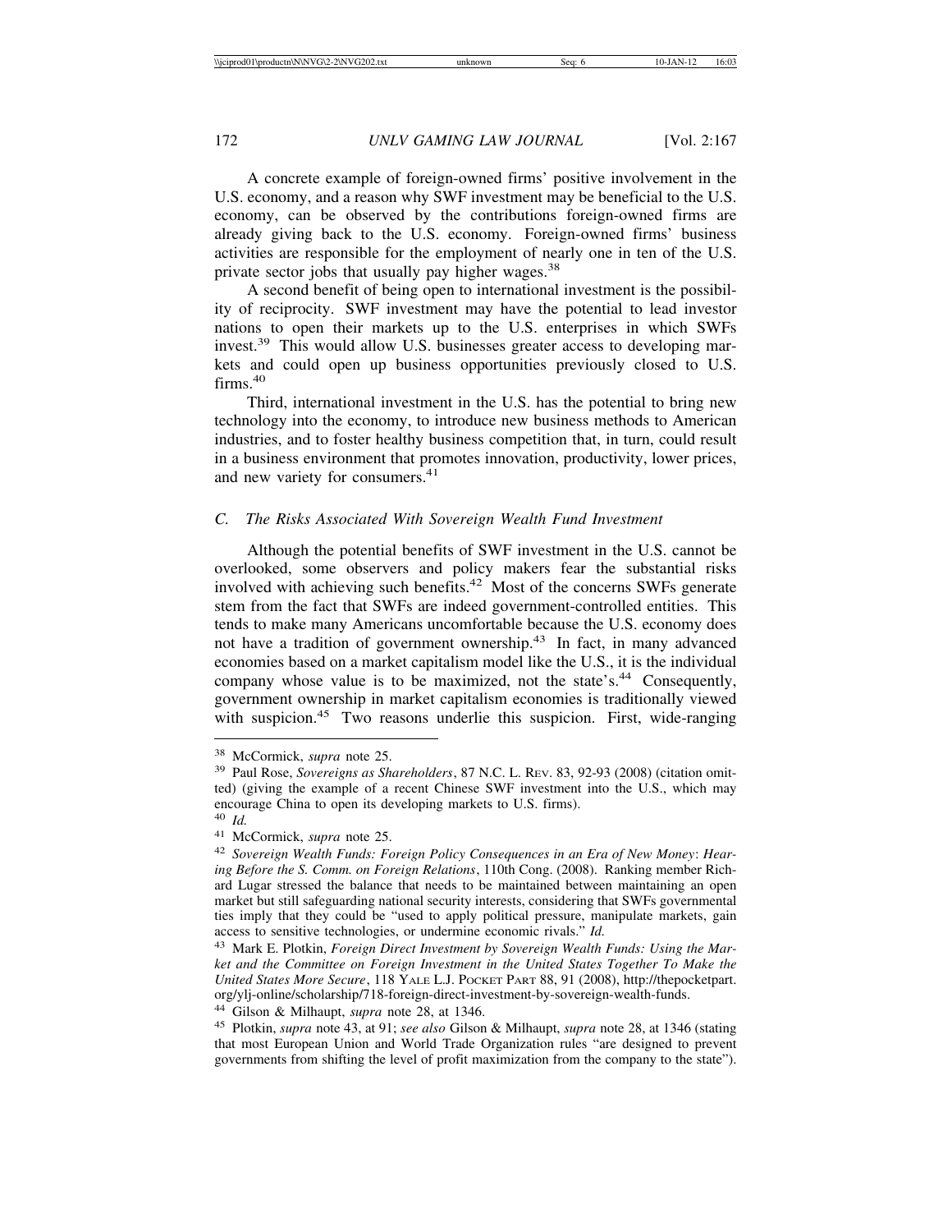A concrete example of foreign-owned firms' positive involvement in the U.S. economy, and a reason why SWF investment may be beneficial to the U.S. economy, can be observed by the contributions foreign-owned firms are already giving back to the U.S. economy. Foreign-owned firms' business activities are responsible for the employment of nearly one in ten of the U.S. private sector jobs that usually pay higher wages.[38]

A second benefit of being open to international investment is the possibility of reciprocity. SWF investment may have the potential to lead investor nations to open their markets up to the U.S. enterprises in which SWFs invest.[39] This would allow U.S. businesses greater access to developing markets and could open up business opportunities previously closed to U.S. firms.[40]

Third, international investment in the U.S. has the potential to bring new technology into the economy, to introduce new business methods to American industries, and to foster healthy business competition that, in turn, could result in a business environment that promotes innovation, productivity, lower prices, and new variety for consumers.[41]

### *C. The Risks Associated With Sovereign Wealth Fund Investment*

Although the potential benefits of SWF investment in the U.S. cannot be overlooked, some observers and policy makers fear the substantial risks involved with achieving such benefits.[42] Most of the concerns SWFs generate stem from the fact that SWFs are indeed government-controlled entities. This tends to make many Americans uncomfortable because the U.S. economy does not have a tradition of government ownership.[43] In fact, in many advanced economies based on a market capitalism model like the U.S., it is the individual company whose value is to be maximized, not the state's.[44] Consequently, government ownership in market capitalism economies is traditionally viewed with suspicion.[45] Two reasons underlie this suspicion. First, wide-ranging

---

[38] McCormick, *supra* note 25.

[39] Paul Rose, *Sovereigns as Shareholders*, 87 N.C. L. REV. 83, 92-93 (2008) (citation omitted) (giving the example of a recent Chinese SWF investment into the U.S., which may encourage China to open its developing markets to U.S. firms).

[40] *Id.*

[41] McCormick, *supra* note 25.

[42] *Sovereign Wealth Funds: Foreign Policy Consequences in an Era of New Money*: *Hearing Before the S. Comm. on Foreign Relations*, 110th Cong. (2008). Ranking member Richard Lugar stressed the balance that needs to be maintained between maintaining an open market but still safeguarding national security interests, considering that SWFs governmental ties imply that they could be "used to apply political pressure, manipulate markets, gain access to sensitive technologies, or undermine economic rivals." *Id.*

[43] Mark E. Plotkin, *Foreign Direct Investment by Sovereign Wealth Funds: Using the Market and the Committee on Foreign Investment in the United States Together To Make the United States More Secure*, 118 YALE L.J. POCKET PART 88, 91 (2008), http://thepocketpart.org/ylj-online/scholarship/718-foreign-direct-investment-by-sovereign-wealth-funds.

[44] Gilson & Milhaupt, *supra* note 28, at 1346.

[45] Plotkin, *supra* note 43, at 91; *see also* Gilson & Milhaupt, *supra* note 28, at 1346 (stating that most European Union and World Trade Organization rules "are designed to prevent governments from shifting the level of profit maximization from the company to the state").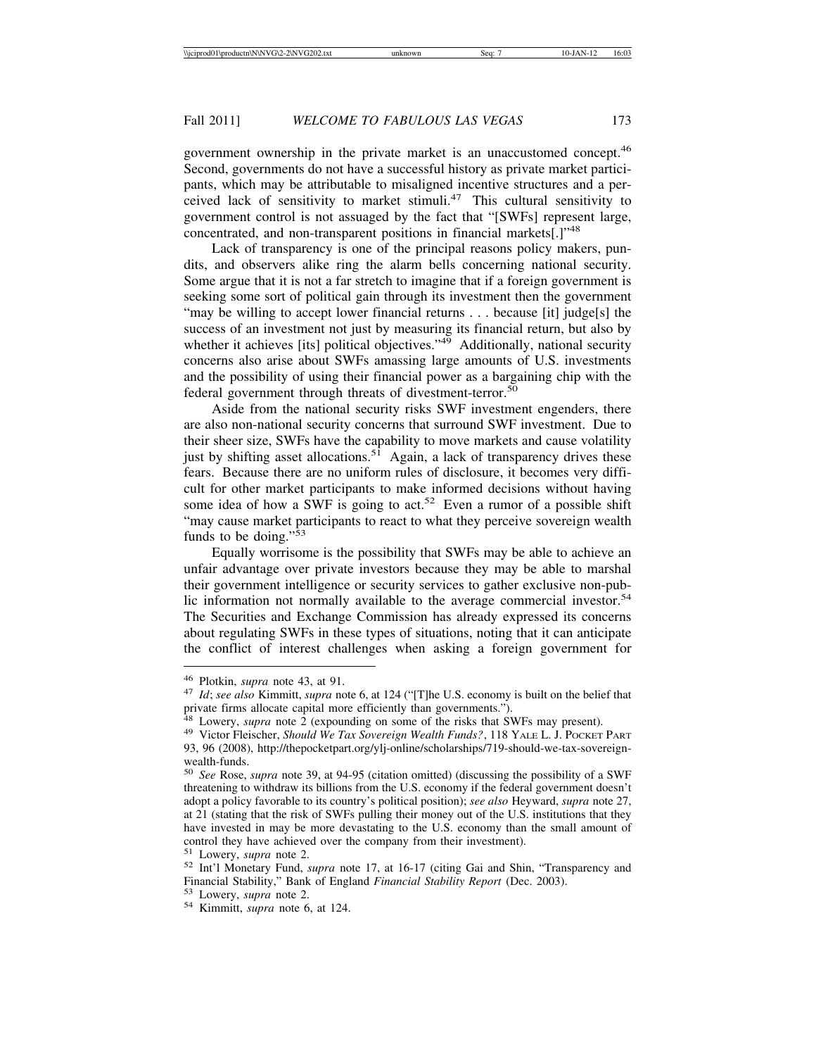government ownership in the private market is an unaccustomed concept.[46] Second, governments do not have a successful history as private market participants, which may be attributable to misaligned incentive structures and a perceived lack of sensitivity to market stimuli.[47] This cultural sensitivity to government control is not assuaged by the fact that "[SWFs] represent large, concentrated, and non-transparent positions in financial markets[.]"[48]

Lack of transparency is one of the principal reasons policy makers, pundits, and observers alike ring the alarm bells concerning national security. Some argue that it is not a far stretch to imagine that if a foreign government is seeking some sort of political gain through its investment then the government "may be willing to accept lower financial returns . . . because [it] judge[s] the success of an investment not just by measuring its financial return, but also by whether it achieves [its] political objectives."[49] Additionally, national security concerns also arise about SWFs amassing large amounts of U.S. investments and the possibility of using their financial power as a bargaining chip with the federal government through threats of divestment-terror.[50]

Aside from the national security risks SWF investment engenders, there are also non-national security concerns that surround SWF investment. Due to their sheer size, SWFs have the capability to move markets and cause volatility just by shifting asset allocations.[51] Again, a lack of transparency drives these fears. Because there are no uniform rules of disclosure, it becomes very difficult for other market participants to make informed decisions without having some idea of how a SWF is going to act.[52] Even a rumor of a possible shift "may cause market participants to react to what they perceive sovereign wealth funds to be doing."[53]

Equally worrisome is the possibility that SWFs may be able to achieve an unfair advantage over private investors because they may be able to marshal their government intelligence or security services to gather exclusive non-public information not normally available to the average commercial investor.[54] The Securities and Exchange Commission has already expressed its concerns about regulating SWFs in these types of situations, noting that it can anticipate the conflict of interest challenges when asking a foreign government for

---

[46] Plotkin, *supra* note 43, at 91.

[47] *Id*; *see also* Kimmitt, *supra* note 6, at 124 ("[T]he U.S. economy is built on the belief that private firms allocate capital more efficiently than governments.").

[48] Lowery, *supra* note 2 (expounding on some of the risks that SWFs may present).

[49] Victor Fleischer, *Should We Tax Sovereign Wealth Funds?*, 118 YALE L. J. POCKET PART 93, 96 (2008), http://thepocketpart.org/ylj-online/scholarships/719-should-we-tax-sovereign-wealth-funds.

[50] *See* Rose, *supra* note 39, at 94-95 (citation omitted) (discussing the possibility of a SWF threatening to withdraw its billions from the U.S. economy if the federal government doesn't adopt a policy favorable to its country's political position); *see also* Heyward, *supra* note 27, at 21 (stating that the risk of SWFs pulling their money out of the U.S. institutions that they have invested in may be more devastating to the U.S. economy than the small amount of control they have achieved over the company from their investment).

[51] Lowery, *supra* note 2.

[52] Int'l Monetary Fund, *supra* note 17, at 16-17 (citing Gai and Shin, "Transparency and Financial Stability," Bank of England *Financial Stability Report* (Dec. 2003).

[53] Lowery, *supra* note 2.

[54] Kimmitt, *supra* note 6, at 124.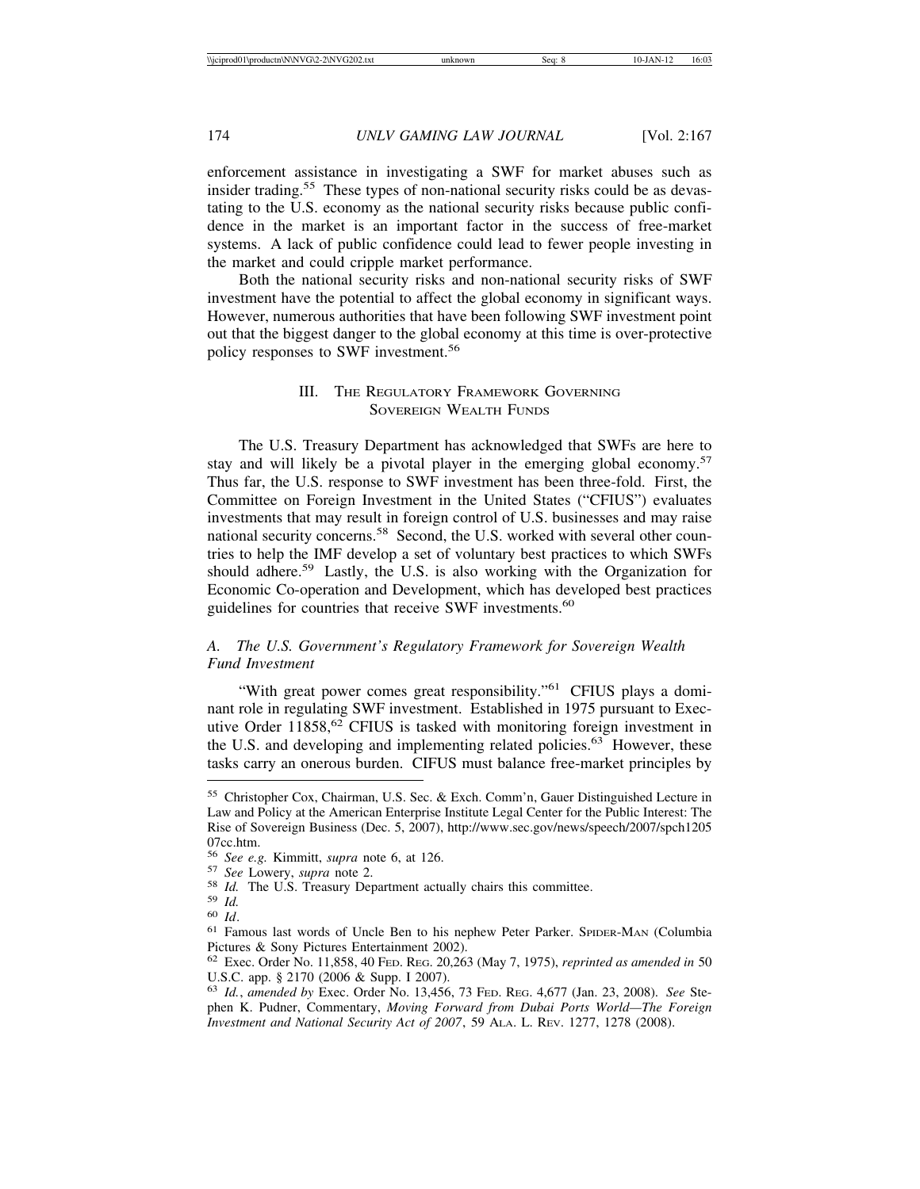enforcement assistance in investigating a SWF for market abuses such as insider trading.[55] These types of non-national security risks could be as devastating to the U.S. economy as the national security risks because public confidence in the market is an important factor in the success of free-market systems. A lack of public confidence could lead to fewer people investing in the market and could cripple market performance.

Both the national security risks and non-national security risks of SWF investment have the potential to affect the global economy in significant ways. However, numerous authorities that have been following SWF investment point out that the biggest danger to the global economy at this time is over-protective policy responses to SWF investment.[56]

## III. The Regulatory Framework Governing Sovereign Wealth Funds

The U.S. Treasury Department has acknowledged that SWFs are here to stay and will likely be a pivotal player in the emerging global economy.[57] Thus far, the U.S. response to SWF investment has been three-fold. First, the Committee on Foreign Investment in the United States ("CFIUS") evaluates investments that may result in foreign control of U.S. businesses and may raise national security concerns.[58] Second, the U.S. worked with several other countries to help the IMF develop a set of voluntary best practices to which SWFs should adhere.[59] Lastly, the U.S. is also working with the Organization for Economic Co-operation and Development, which has developed best practices guidelines for countries that receive SWF investments.[60]

### *A. The U.S. Government's Regulatory Framework for Sovereign Wealth Fund Investment*

"With great power comes great responsibility."[61] CFIUS plays a dominant role in regulating SWF investment. Established in 1975 pursuant to Executive Order 11858,[62] CFIUS is tasked with monitoring foreign investment in the U.S. and developing and implementing related policies.[63] However, these tasks carry an onerous burden. CIFUS must balance free-market principles by

---

[55] Christopher Cox, Chairman, U.S. Sec. & Exch. Comm'n, Gauer Distinguished Lecture in Law and Policy at the American Enterprise Institute Legal Center for the Public Interest: The Rise of Sovereign Business (Dec. 5, 2007), http://www.sec.gov/news/speech/2007/spch120507cc.htm.

[56] *See e.g.* Kimmitt, *supra* note 6, at 126.

[57] *See* Lowery, *supra* note 2.

[58] *Id.* The U.S. Treasury Department actually chairs this committee.

[59] *Id.*

[60] *Id*.

[61] Famous last words of Uncle Ben to his nephew Peter Parker. SPIDER-MAN (Columbia Pictures & Sony Pictures Entertainment 2002).

[62] Exec. Order No. 11,858, 40 FED. REG. 20,263 (May 7, 1975), *reprinted as amended in* 50 U.S.C. app. § 2170 (2006 & Supp. I 2007).

[63] *Id.*, *amended by* Exec. Order No. 13,456, 73 FED. REG. 4,677 (Jan. 23, 2008). *See* Stephen K. Pudner, Commentary, *Moving Forward from Dubai Ports World—The Foreign Investment and National Security Act of 2007*, 59 ALA. L. REV. 1277, 1278 (2008).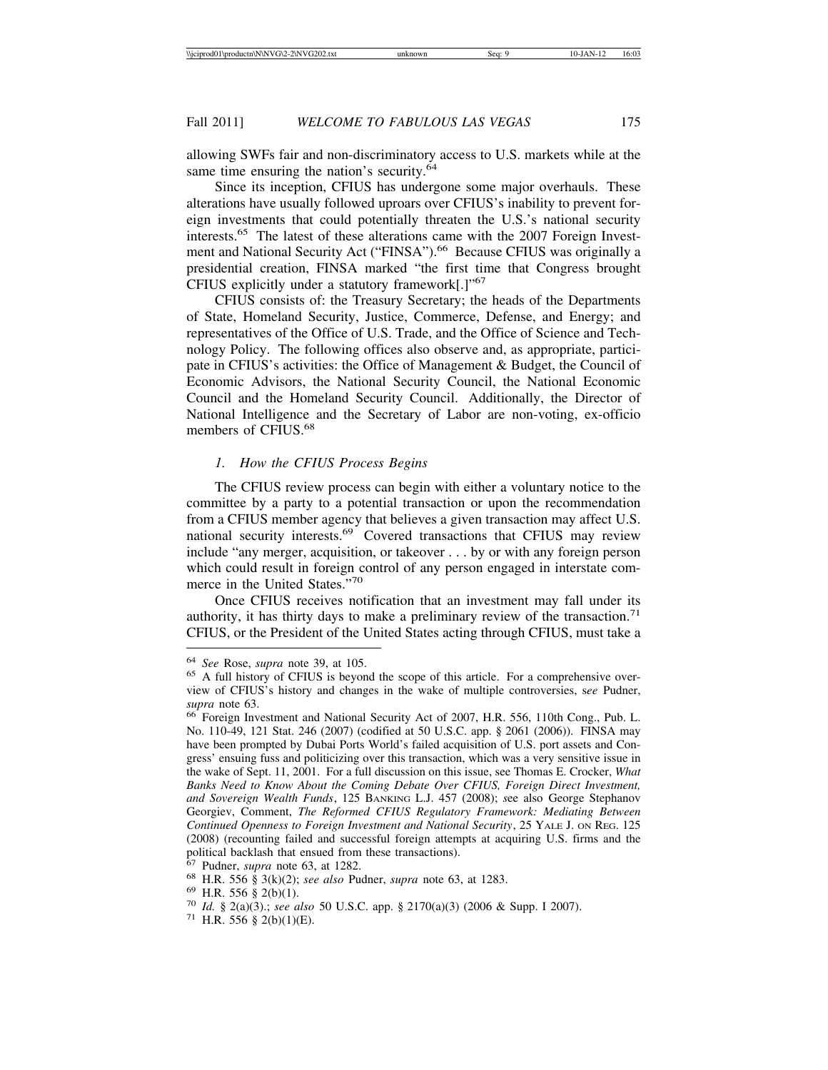allowing SWFs fair and non-discriminatory access to U.S. markets while at the same time ensuring the nation's security.[64]

Since its inception, CFIUS has undergone some major overhauls. These alterations have usually followed uproars over CFIUS's inability to prevent foreign investments that could potentially threaten the U.S.'s national security interests.[65] The latest of these alterations came with the 2007 Foreign Investment and National Security Act ("FINSA").[66] Because CFIUS was originally a presidential creation, FINSA marked "the first time that Congress brought CFIUS explicitly under a statutory framework[.]"[67]

CFIUS consists of: the Treasury Secretary; the heads of the Departments of State, Homeland Security, Justice, Commerce, Defense, and Energy; and representatives of the Office of U.S. Trade, and the Office of Science and Technology Policy. The following offices also observe and, as appropriate, participate in CFIUS's activities: the Office of Management & Budget, the Council of Economic Advisors, the National Security Council, the National Economic Council and the Homeland Security Council. Additionally, the Director of National Intelligence and the Secretary of Labor are non-voting, ex-officio members of CFIUS.[68]

### *1. How the CFIUS Process Begins*

The CFIUS review process can begin with either a voluntary notice to the committee by a party to a potential transaction or upon the recommendation from a CFIUS member agency that believes a given transaction may affect U.S. national security interests.[69] Covered transactions that CFIUS may review include "any merger, acquisition, or takeover . . . by or with any foreign person which could result in foreign control of any person engaged in interstate commerce in the United States."[70]

Once CFIUS receives notification that an investment may fall under its authority, it has thirty days to make a preliminary review of the transaction.[71] CFIUS, or the President of the United States acting through CFIUS, must take a

---

[64] *See* Rose, *supra* note 39, at 105.

[65] A full history of CFIUS is beyond the scope of this article. For a comprehensive overview of CFIUS's history and changes in the wake of multiple controversies, s*ee* Pudner, *supra* note 63.

[66] Foreign Investment and National Security Act of 2007, H.R. 556, 110th Cong., Pub. L. No. 110-49, 121 Stat. 246 (2007) (codified at 50 U.S.C. app. § 2061 (2006)). FINSA may have been prompted by Dubai Ports World's failed acquisition of U.S. port assets and Congress' ensuing fuss and politicizing over this transaction, which was a very sensitive issue in the wake of Sept. 11, 2001. For a full discussion on this issue, see Thomas E. Crocker, *What Banks Need to Know About the Coming Debate Over CFIUS, Foreign Direct Investment, and Sovereign Wealth Funds*, 125 BANKING L.J. 457 (2008); *s*ee also George Stephanov Georgiev, Comment, *The Reformed CFIUS Regulatory Framework: Mediating Between Continued Openness to Foreign Investment and National Security*, 25 YALE J. ON REG. 125 (2008) (recounting failed and successful foreign attempts at acquiring U.S. firms and the political backlash that ensued from these transactions).

[67] Pudner, *supra* note 63, at 1282.

[68] H.R. 556 § 3(k)(2); *see also* Pudner, *supra* note 63, at 1283.

[69] H.R. 556 § 2(b)(1).

[70] *Id.* § 2(a)(3).; *see also* 50 U.S.C. app. § 2170(a)(3) (2006 & Supp. I 2007).

[71] H.R. 556 § 2(b)(1)(E).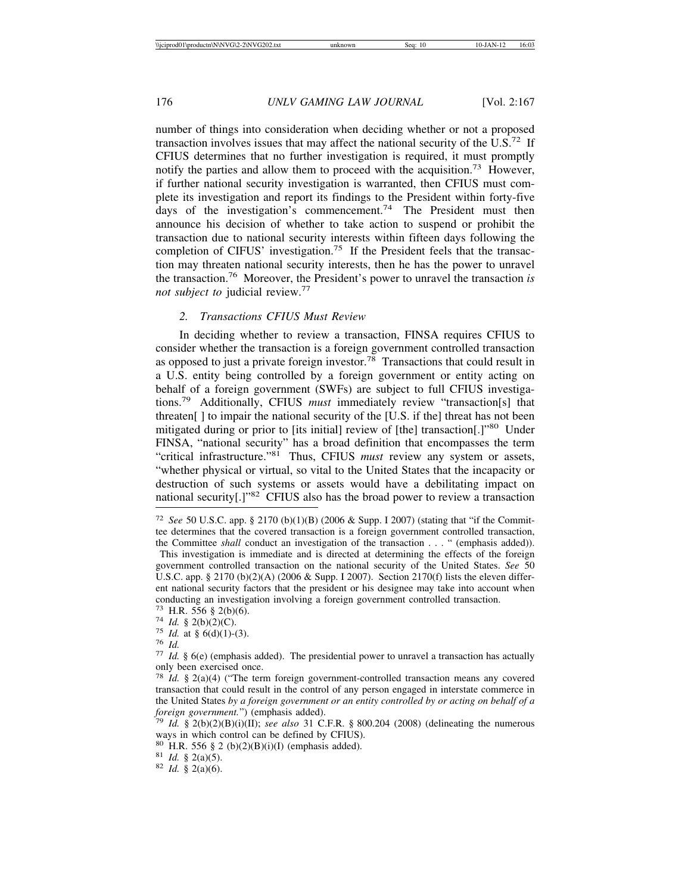number of things into consideration when deciding whether or not a proposed transaction involves issues that may affect the national security of the U.S.[72] If CFIUS determines that no further investigation is required, it must promptly notify the parties and allow them to proceed with the acquisition.[73] However, if further national security investigation is warranted, then CFIUS must complete its investigation and report its findings to the President within forty-five days of the investigation's commencement.[74] The President must then announce his decision of whether to take action to suspend or prohibit the transaction due to national security interests within fifteen days following the completion of CIFUS' investigation.[75] If the President feels that the transaction may threaten national security interests, then he has the power to unravel the transaction.[76] Moreover, the President's power to unravel the transaction *is not subject to* judicial review.[77]

### *2. Transactions CFIUS Must Review*

In deciding whether to review a transaction, FINSA requires CFIUS to consider whether the transaction is a foreign government controlled transaction as opposed to just a private foreign investor.[78] Transactions that could result in a U.S. entity being controlled by a foreign government or entity acting on behalf of a foreign government (SWFs) are subject to full CFIUS investigations.[79] Additionally, CFIUS *must* immediately review "transaction[s] that threaten[ ] to impair the national security of the [U.S. if the] threat has not been mitigated during or prior to [its initial] review of [the] transaction[.]"[80] Under FINSA, "national security" has a broad definition that encompasses the term "critical infrastructure."[81] Thus, CFIUS *must* review any system or assets, "whether physical or virtual, so vital to the United States that the incapacity or destruction of such systems or assets would have a debilitating impact on national security[.]"[82] CFIUS also has the broad power to review a transaction

---

[72] *See* 50 U.S.C. app. § 2170 (b)(1)(B) (2006 & Supp. I 2007) (stating that "if the Committee determines that the covered transaction is a foreign government controlled transaction, the Committee *shall* conduct an investigation of the transaction . . . " (emphasis added)). This investigation is immediate and is directed at determining the effects of the foreign government controlled transaction on the national security of the United States. *See* 50 U.S.C. app. § 2170 (b)(2)(A) (2006 & Supp. I 2007). Section 2170(f) lists the eleven different national security factors that the president or his designee may take into account when conducting an investigation involving a foreign government controlled transaction.

[73] H.R. 556 § 2(b)(6).

[74] *Id.* § 2(b)(2)(C).

[75] *Id.* at § 6(d)(1)-(3).

[76] *Id.*

[77] *Id.* § 6(e) (emphasis added). The presidential power to unravel a transaction has actually only been exercised once.

[78] *Id.* § 2(a)(4) ("The term foreign government-controlled transaction means any covered transaction that could result in the control of any person engaged in interstate commerce in the United States *by a foreign government or an entity controlled by or acting on behalf of a foreign government.*") (emphasis added).

[79] *Id.* § 2(b)(2)(B)(i)(II); *see also* 31 C.F.R. § 800.204 (2008) (delineating the numerous ways in which control can be defined by CFIUS).

[80] H.R. 556 § 2 (b)(2)(B)(i)(I) (emphasis added).

[81] *Id.* § 2(a)(5).

[82] *Id.* § 2(a)(6).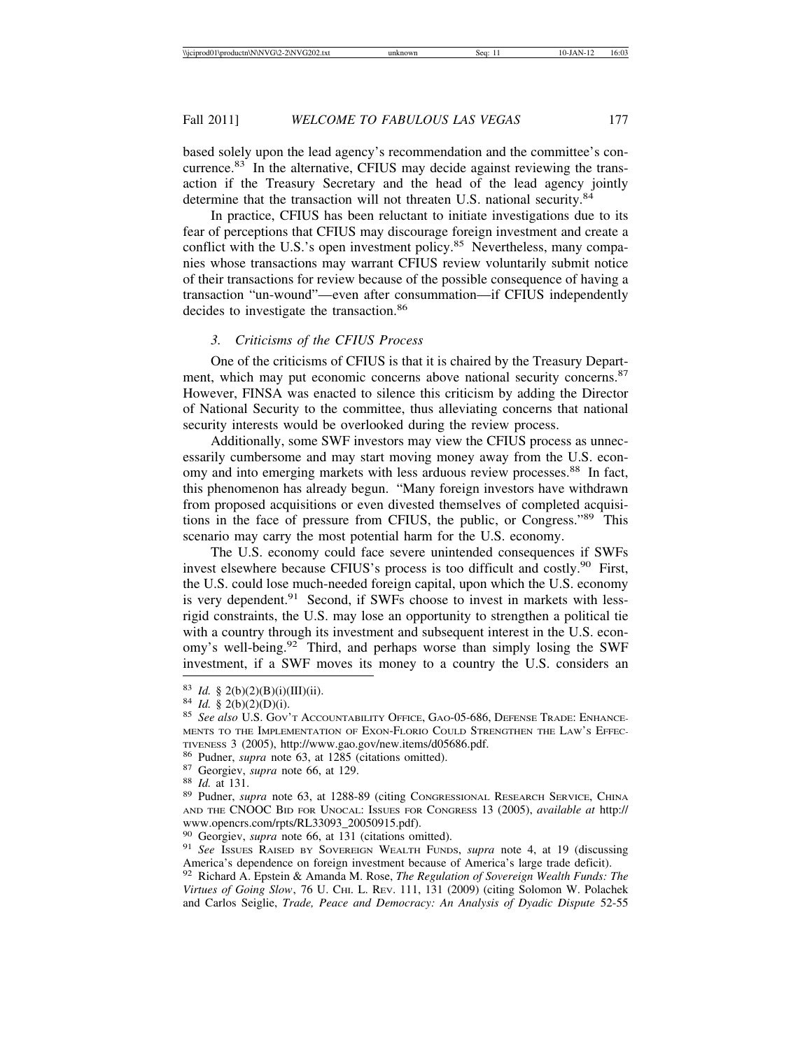based solely upon the lead agency's recommendation and the committee's concurrence.[83] In the alternative, CFIUS may decide against reviewing the transaction if the Treasury Secretary and the head of the lead agency jointly determine that the transaction will not threaten U.S. national security.[84]

In practice, CFIUS has been reluctant to initiate investigations due to its fear of perceptions that CFIUS may discourage foreign investment and create a conflict with the U.S.'s open investment policy.[85] Nevertheless, many companies whose transactions may warrant CFIUS review voluntarily submit notice of their transactions for review because of the possible consequence of having a transaction "un-wound"—even after consummation—if CFIUS independently decides to investigate the transaction.[86]

### *3. Criticisms of the CFIUS Process*

One of the criticisms of CFIUS is that it is chaired by the Treasury Department, which may put economic concerns above national security concerns.[87] However, FINSA was enacted to silence this criticism by adding the Director of National Security to the committee, thus alleviating concerns that national security interests would be overlooked during the review process.

Additionally, some SWF investors may view the CFIUS process as unnecessarily cumbersome and may start moving money away from the U.S. economy and into emerging markets with less arduous review processes.[88] In fact, this phenomenon has already begun. "Many foreign investors have withdrawn from proposed acquisitions or even divested themselves of completed acquisitions in the face of pressure from CFIUS, the public, or Congress."[89] This scenario may carry the most potential harm for the U.S. economy.

The U.S. economy could face severe unintended consequences if SWFs invest elsewhere because CFIUS's process is too difficult and costly.[90] First, the U.S. could lose much-needed foreign capital, upon which the U.S. economy is very dependent.[91] Second, if SWFs choose to invest in markets with less-rigid constraints, the U.S. may lose an opportunity to strengthen a political tie with a country through its investment and subsequent interest in the U.S. economy's well-being.[92] Third, and perhaps worse than simply losing the SWF investment, if a SWF moves its money to a country the U.S. considers an

---

[83] *Id.* § 2(b)(2)(B)(i)(III)(ii).

[84] *Id.* § 2(b)(2)(D)(i).

[85] *See also* U.S. Gov't Accountability Office, GAO-05-686, Defense Trade: Enhancements to the Implementation of Exon-Florio Could Strengthen the Law's Effectiveness 3 (2005), http://www.gao.gov/new.items/d05686.pdf.

[86] Pudner, *supra* note 63, at 1285 (citations omitted).

[87] Georgiev, *supra* note 66, at 129.

[88] *Id.* at 131.

[89] Pudner, *supra* note 63, at 1288-89 (citing Congressional Research Service, China and the CNOOC Bid for Unocal: Issues for Congress 13 (2005), *available at* http://www.opencrs.com/rpts/RL33093_20050915.pdf).

[90] Georgiev, *supra* note 66, at 131 (citations omitted).

[91] *See* Issues Raised by Sovereign Wealth Funds, *supra* note 4, at 19 (discussing America's dependence on foreign investment because of America's large trade deficit).

[92] Richard A. Epstein & Amanda M. Rose, *The Regulation of Sovereign Wealth Funds: The Virtues of Going Slow*, 76 U. Chi. L. Rev. 111, 131 (2009) (citing Solomon W. Polachek and Carlos Seiglie, *Trade, Peace and Democracy: An Analysis of Dyadic Dispute* 52-55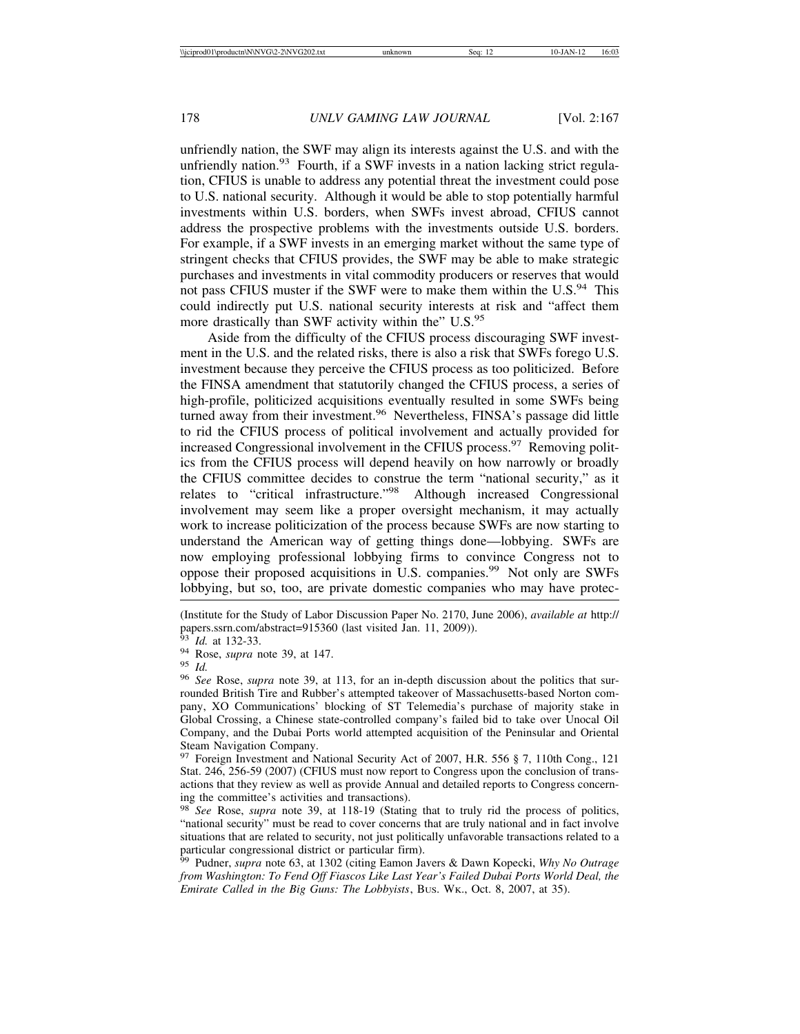unfriendly nation, the SWF may align its interests against the U.S. and with the unfriendly nation.[93] Fourth, if a SWF invests in a nation lacking strict regulation, CFIUS is unable to address any potential threat the investment could pose to U.S. national security. Although it would be able to stop potentially harmful investments within U.S. borders, when SWFs invest abroad, CFIUS cannot address the prospective problems with the investments outside U.S. borders. For example, if a SWF invests in an emerging market without the same type of stringent checks that CFIUS provides, the SWF may be able to make strategic purchases and investments in vital commodity producers or reserves that would not pass CFIUS muster if the SWF were to make them within the U.S.[94] This could indirectly put U.S. national security interests at risk and "affect them more drastically than SWF activity within the" U.S.[95]

Aside from the difficulty of the CFIUS process discouraging SWF investment in the U.S. and the related risks, there is also a risk that SWFs forego U.S. investment because they perceive the CFIUS process as too politicized. Before the FINSA amendment that statutorily changed the CFIUS process, a series of high-profile, politicized acquisitions eventually resulted in some SWFs being turned away from their investment.[96] Nevertheless, FINSA's passage did little to rid the CFIUS process of political involvement and actually provided for increased Congressional involvement in the CFIUS process.[97] Removing politics from the CFIUS process will depend heavily on how narrowly or broadly the CFIUS committee decides to construe the term "national security," as it relates to "critical infrastructure."[98] Although increased Congressional involvement may seem like a proper oversight mechanism, it may actually work to increase politicization of the process because SWFs are now starting to understand the American way of getting things done—lobbying. SWFs are now employing professional lobbying firms to convince Congress not to oppose their proposed acquisitions in U.S. companies.[99] Not only are SWFs lobbying, but so, too, are private domestic companies who may have protec-

---

(Institute for the Study of Labor Discussion Paper No. 2170, June 2006), *available at* http://papers.ssrn.com/abstract=915360 (last visited Jan. 11, 2009)).

[93] *Id.* at 132-33.

[94] Rose, *supra* note 39, at 147.

[95] *Id.*

[96] *See* Rose, *supra* note 39, at 113, for an in-depth discussion about the politics that surrounded British Tire and Rubber's attempted takeover of Massachusetts-based Norton company, XO Communications' blocking of ST Telemedia's purchase of majority stake in Global Crossing, a Chinese state-controlled company's failed bid to take over Unocal Oil Company, and the Dubai Ports world attempted acquisition of the Peninsular and Oriental Steam Navigation Company.

[97] Foreign Investment and National Security Act of 2007, H.R. 556 § 7, 110th Cong., 121 Stat. 246, 256-59 (2007) (CFIUS must now report to Congress upon the conclusion of transactions that they review as well as provide Annual and detailed reports to Congress concerning the committee's activities and transactions).

[98] *See* Rose, *supra* note 39, at 118-19 (Stating that to truly rid the process of politics, "national security" must be read to cover concerns that are truly national and in fact involve situations that are related to security, not just politically unfavorable transactions related to a particular congressional district or particular firm).

[99] Pudner, *supra* note 63, at 1302 (citing Eamon Javers & Dawn Kopecki, *Why No Outrage from Washington: To Fend Off Fiascos Like Last Year's Failed Dubai Ports World Deal, the Emirate Called in the Big Guns: The Lobbyists*, Bus. Wk., Oct. 8, 2007, at 35).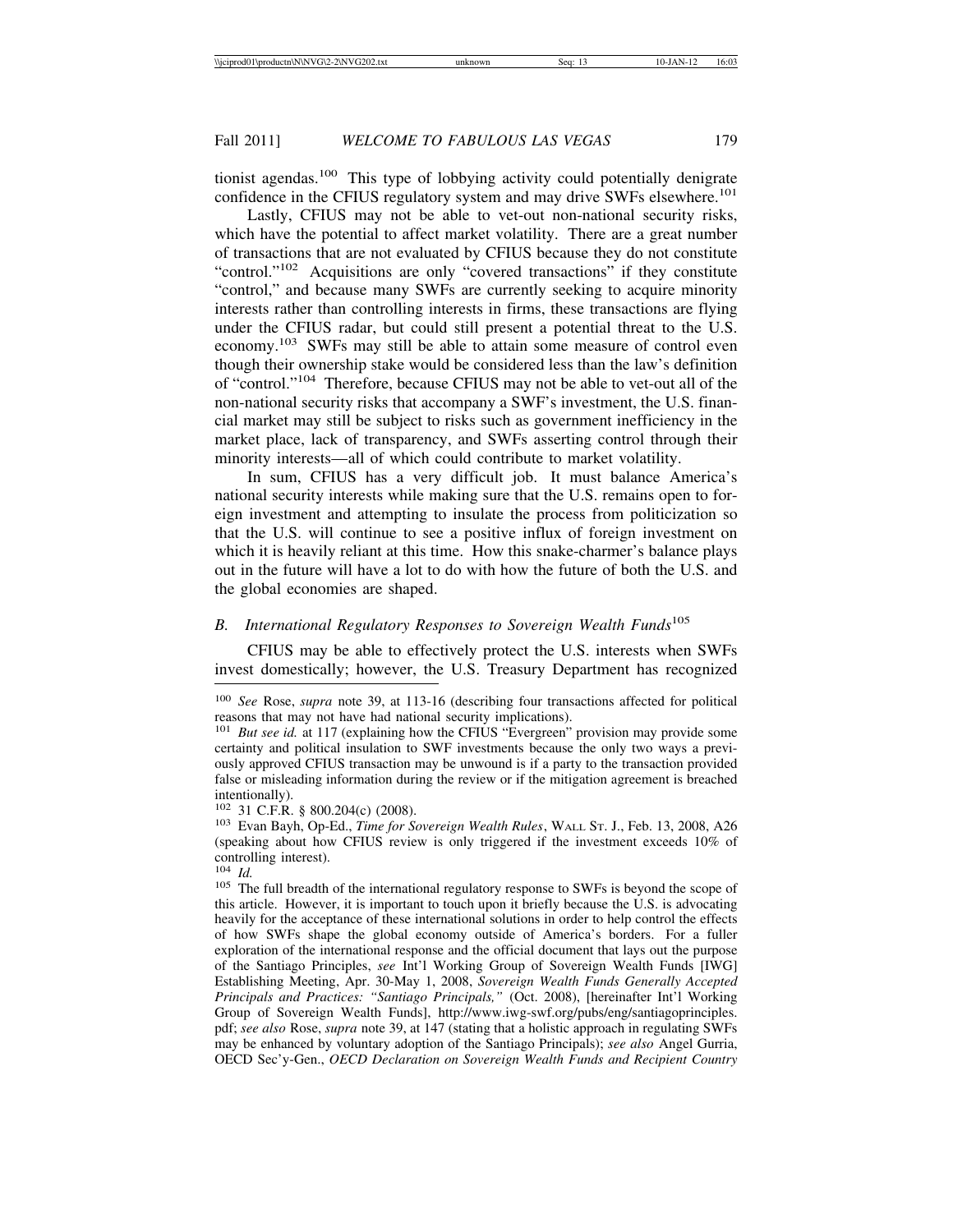tionist agendas.[100] This type of lobbying activity could potentially denigrate confidence in the CFIUS regulatory system and may drive SWFs elsewhere.[101]

Lastly, CFIUS may not be able to vet-out non-national security risks, which have the potential to affect market volatility. There are a great number of transactions that are not evaluated by CFIUS because they do not constitute "control."[102] Acquisitions are only "covered transactions" if they constitute "control," and because many SWFs are currently seeking to acquire minority interests rather than controlling interests in firms, these transactions are flying under the CFIUS radar, but could still present a potential threat to the U.S. economy.[103] SWFs may still be able to attain some measure of control even though their ownership stake would be considered less than the law's definition of "control."[104] Therefore, because CFIUS may not be able to vet-out all of the non-national security risks that accompany a SWF's investment, the U.S. financial market may still be subject to risks such as government inefficiency in the market place, lack of transparency, and SWFs asserting control through their minority interests—all of which could contribute to market volatility.

In sum, CFIUS has a very difficult job. It must balance America's national security interests while making sure that the U.S. remains open to foreign investment and attempting to insulate the process from politicization so that the U.S. will continue to see a positive influx of foreign investment on which it is heavily reliant at this time. How this snake-charmer's balance plays out in the future will have a lot to do with how the future of both the U.S. and the global economies are shaped.

### B. *International Regulatory Responses to Sovereign Wealth Funds*[105]

CFIUS may be able to effectively protect the U.S. interests when SWFs invest domestically; however, the U.S. Treasury Department has recognized

---

[100] *See* Rose, *supra* note 39, at 113-16 (describing four transactions affected for political reasons that may not have had national security implications).

[101] *But see id.* at 117 (explaining how the CFIUS "Evergreen" provision may provide some certainty and political insulation to SWF investments because the only two ways a previously approved CFIUS transaction may be unwound is if a party to the transaction provided false or misleading information during the review or if the mitigation agreement is breached intentionally).

[102] 31 C.F.R. § 800.204(c) (2008).

[103] Evan Bayh, Op-Ed., *Time for Sovereign Wealth Rules*, WALL ST. J., Feb. 13, 2008, A26 (speaking about how CFIUS review is only triggered if the investment exceeds 10% of controlling interest).

[104] *Id.*

[105] The full breadth of the international regulatory response to SWFs is beyond the scope of this article. However, it is important to touch upon it briefly because the U.S. is advocating heavily for the acceptance of these international solutions in order to help control the effects of how SWFs shape the global economy outside of America's borders. For a fuller exploration of the international response and the official document that lays out the purpose of the Santiago Principles, *see* Int'l Working Group of Sovereign Wealth Funds [IWG] Establishing Meeting, Apr. 30-May 1, 2008, *Sovereign Wealth Funds Generally Accepted Principals and Practices: "Santiago Principals,"* (Oct. 2008), [hereinafter Int'l Working Group of Sovereign Wealth Funds], http://www.iwg-swf.org/pubs/eng/santiagoprinciples.pdf; *see also* Rose, *supra* note 39, at 147 (stating that a holistic approach in regulating SWFs may be enhanced by voluntary adoption of the Santiago Principals); *see also* Angel Gurria, OECD Sec'y-Gen., *OECD Declaration on Sovereign Wealth Funds and Recipient Country*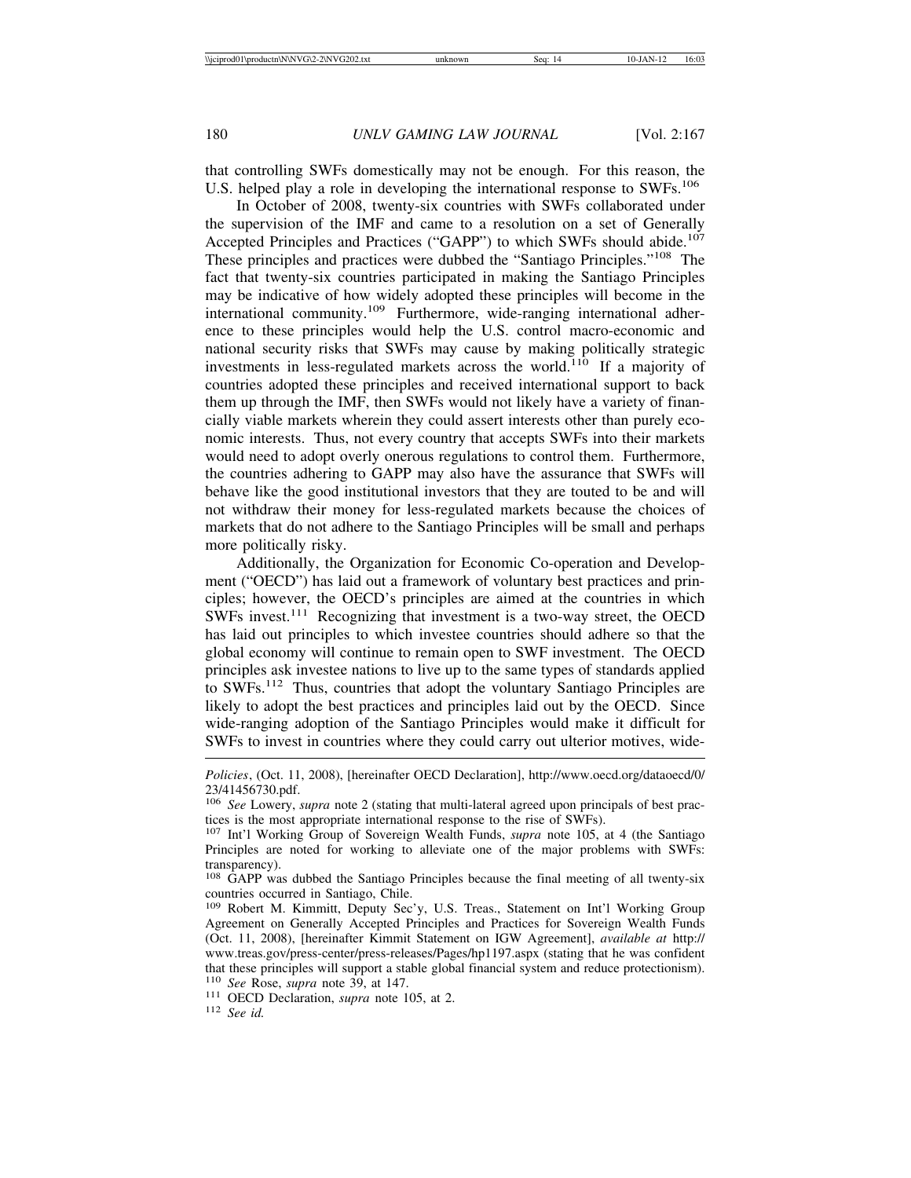that controlling SWFs domestically may not be enough. For this reason, the U.S. helped play a role in developing the international response to SWFs.[106]

In October of 2008, twenty-six countries with SWFs collaborated under the supervision of the IMF and came to a resolution on a set of Generally Accepted Principles and Practices ("GAPP") to which SWFs should abide.[107] These principles and practices were dubbed the "Santiago Principles."[108] The fact that twenty-six countries participated in making the Santiago Principles may be indicative of how widely adopted these principles will become in the international community.[109] Furthermore, wide-ranging international adherence to these principles would help the U.S. control macro-economic and national security risks that SWFs may cause by making politically strategic investments in less-regulated markets across the world.[110] If a majority of countries adopted these principles and received international support to back them up through the IMF, then SWFs would not likely have a variety of financially viable markets wherein they could assert interests other than purely economic interests. Thus, not every country that accepts SWFs into their markets would need to adopt overly onerous regulations to control them. Furthermore, the countries adhering to GAPP may also have the assurance that SWFs will behave like the good institutional investors that they are touted to be and will not withdraw their money for less-regulated markets because the choices of markets that do not adhere to the Santiago Principles will be small and perhaps more politically risky.

Additionally, the Organization for Economic Co-operation and Development ("OECD") has laid out a framework of voluntary best practices and principles; however, the OECD's principles are aimed at the countries in which SWFs invest.[111] Recognizing that investment is a two-way street, the OECD has laid out principles to which investee countries should adhere so that the global economy will continue to remain open to SWF investment. The OECD principles ask investee nations to live up to the same types of standards applied to SWFs.[112] Thus, countries that adopt the voluntary Santiago Principles are likely to adopt the best practices and principles laid out by the OECD. Since wide-ranging adoption of the Santiago Principles would make it difficult for SWFs to invest in countries where they could carry out ulterior motives, wide-

---

*Policies*, (Oct. 11, 2008), [hereinafter OECD Declaration], http://www.oecd.org/dataoecd/0/23/41456730.pdf.

[106] *See* Lowery, *supra* note 2 (stating that multi-lateral agreed upon principals of best practices is the most appropriate international response to the rise of SWFs).

[107] Int'l Working Group of Sovereign Wealth Funds, *supra* note 105, at 4 (the Santiago Principles are noted for working to alleviate one of the major problems with SWFs: transparency).

[108] GAPP was dubbed the Santiago Principles because the final meeting of all twenty-six countries occurred in Santiago, Chile.

[109] Robert M. Kimmitt, Deputy Sec'y, U.S. Treas., Statement on Int'l Working Group Agreement on Generally Accepted Principles and Practices for Sovereign Wealth Funds (Oct. 11, 2008), [hereinafter Kimmit Statement on IGW Agreement], *available at* http://www.treas.gov/press-center/press-releases/Pages/hp1197.aspx (stating that he was confident that these principles will support a stable global financial system and reduce protectionism).

[110] *See* Rose, *supra* note 39, at 147.

[111] OECD Declaration, *supra* note 105, at 2.

[112] *See id.*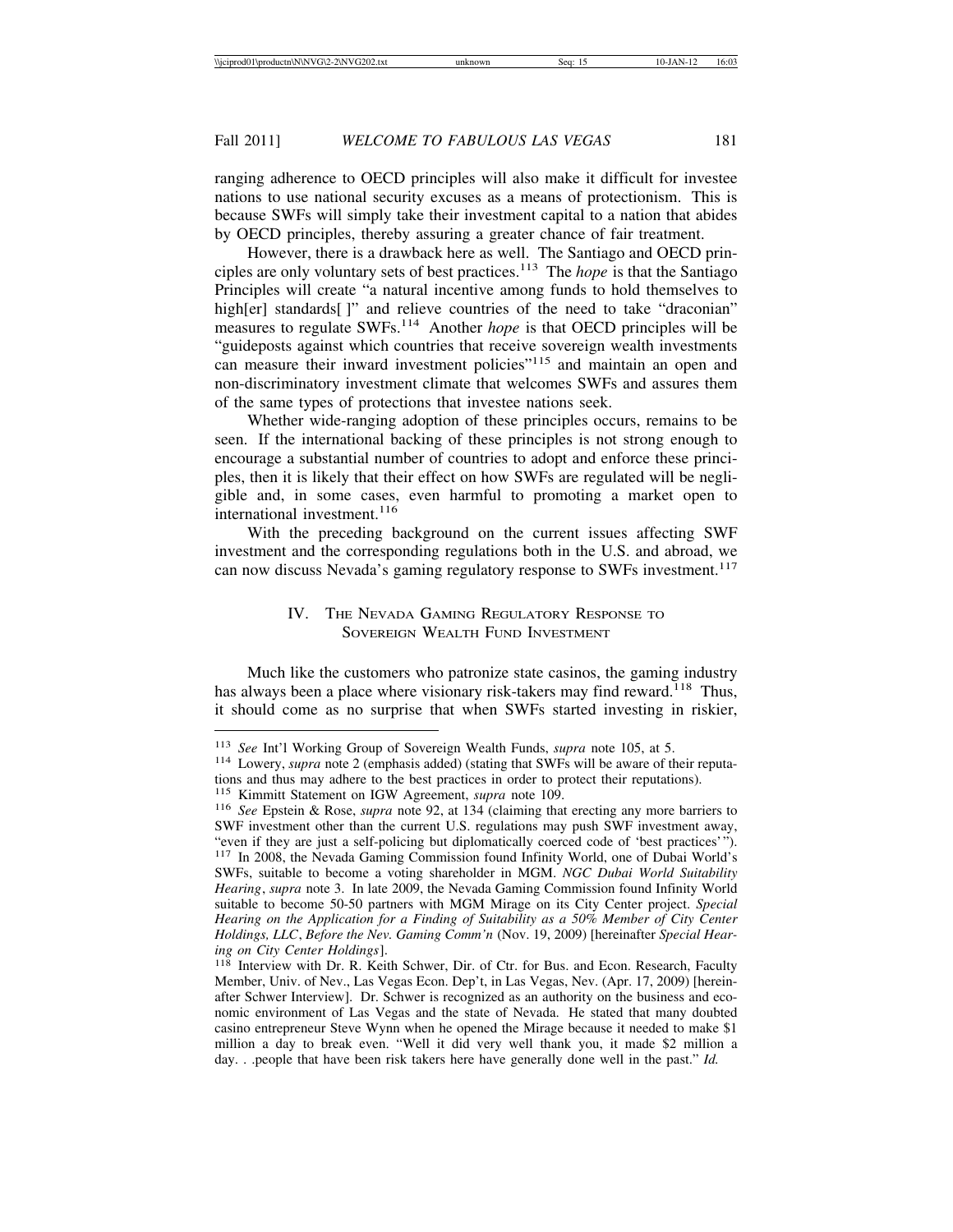ranging adherence to OECD principles will also make it difficult for investee nations to use national security excuses as a means of protectionism. This is because SWFs will simply take their investment capital to a nation that abides by OECD principles, thereby assuring a greater chance of fair treatment.

However, there is a drawback here as well. The Santiago and OECD principles are only voluntary sets of best practices.[113] The *hope* is that the Santiago Principles will create "a natural incentive among funds to hold themselves to high[er] standards[ ]" and relieve countries of the need to take "draconian" measures to regulate SWFs.[114] Another *hope* is that OECD principles will be "guideposts against which countries that receive sovereign wealth investments can measure their inward investment policies"[115] and maintain an open and non-discriminatory investment climate that welcomes SWFs and assures them of the same types of protections that investee nations seek.

Whether wide-ranging adoption of these principles occurs, remains to be seen. If the international backing of these principles is not strong enough to encourage a substantial number of countries to adopt and enforce these principles, then it is likely that their effect on how SWFs are regulated will be negligible and, in some cases, even harmful to promoting a market open to international investment.[116]

With the preceding background on the current issues affecting SWF investment and the corresponding regulations both in the U.S. and abroad, we can now discuss Nevada's gaming regulatory response to SWFs investment.[117]

## IV. The Nevada Gaming Regulatory Response to Sovereign Wealth Fund Investment

Much like the customers who patronize state casinos, the gaming industry has always been a place where visionary risk-takers may find reward.[118] Thus, it should come as no surprise that when SWFs started investing in riskier,

---

[113] *See* Int'l Working Group of Sovereign Wealth Funds, *supra* note 105, at 5.

[114] Lowery, *supra* note 2 (emphasis added) (stating that SWFs will be aware of their reputations and thus may adhere to the best practices in order to protect their reputations).

[115] Kimmitt Statement on IGW Agreement, *supra* note 109.

[116] *See* Epstein & Rose, *supra* note 92, at 134 (claiming that erecting any more barriers to SWF investment other than the current U.S. regulations may push SWF investment away, "even if they are just a self-policing but diplomatically coerced code of 'best practices' ").

[117] In 2008, the Nevada Gaming Commission found Infinity World, one of Dubai World's SWFs, suitable to become a voting shareholder in MGM. *NGC Dubai World Suitability Hearing*, *supra* note 3. In late 2009, the Nevada Gaming Commission found Infinity World suitable to become 50-50 partners with MGM Mirage on its City Center project. *Special Hearing on the Application for a Finding of Suitability as a 50% Member of City Center Holdings, LLC*, *Before the Nev. Gaming Comm'n* (Nov. 19, 2009) [hereinafter *Special Hearing on City Center Holdings*].

[118] Interview with Dr. R. Keith Schwer, Dir. of Ctr. for Bus. and Econ. Research, Faculty Member, Univ. of Nev., Las Vegas Econ. Dep't, in Las Vegas, Nev. (Apr. 17, 2009) [hereinafter Schwer Interview]. Dr. Schwer is recognized as an authority on the business and economic environment of Las Vegas and the state of Nevada. He stated that many doubted casino entrepreneur Steve Wynn when he opened the Mirage because it needed to make $1 million a day to break even. "Well it did very well thank you, it made $2 million a day. . .people that have been risk takers here have generally done well in the past." *Id.*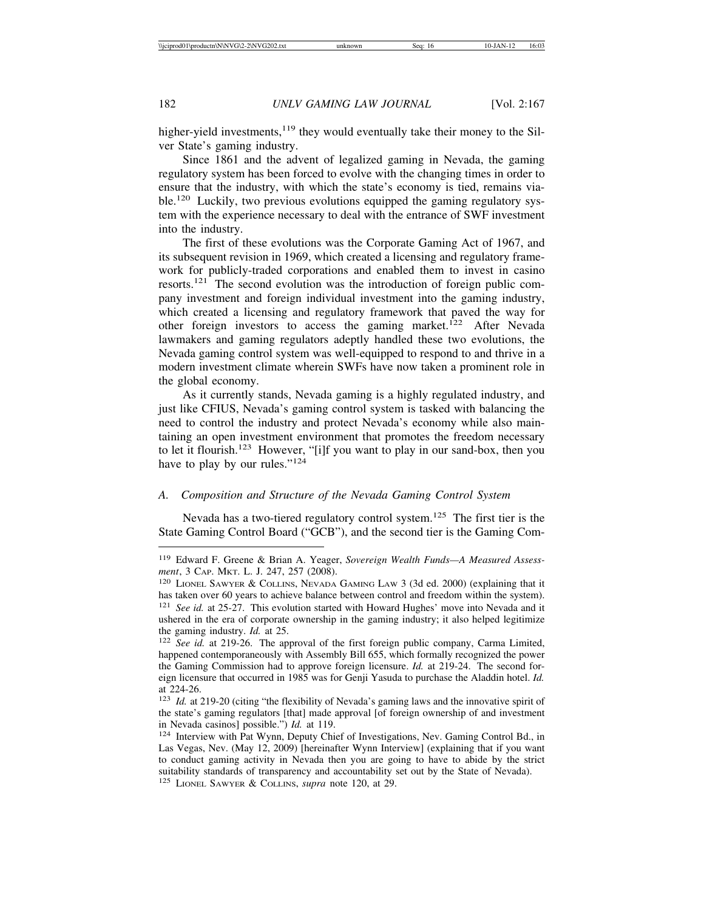higher-yield investments,[119] they would eventually take their money to the Silver State's gaming industry.

Since 1861 and the advent of legalized gaming in Nevada, the gaming regulatory system has been forced to evolve with the changing times in order to ensure that the industry, with which the state's economy is tied, remains viable.[120] Luckily, two previous evolutions equipped the gaming regulatory system with the experience necessary to deal with the entrance of SWF investment into the industry.

The first of these evolutions was the Corporate Gaming Act of 1967, and its subsequent revision in 1969, which created a licensing and regulatory framework for publicly-traded corporations and enabled them to invest in casino resorts.[121] The second evolution was the introduction of foreign public company investment and foreign individual investment into the gaming industry, which created a licensing and regulatory framework that paved the way for other foreign investors to access the gaming market.[122] After Nevada lawmakers and gaming regulators adeptly handled these two evolutions, the Nevada gaming control system was well-equipped to respond to and thrive in a modern investment climate wherein SWFs have now taken a prominent role in the global economy.

As it currently stands, Nevada gaming is a highly regulated industry, and just like CFIUS, Nevada's gaming control system is tasked with balancing the need to control the industry and protect Nevada's economy while also maintaining an open investment environment that promotes the freedom necessary to let it flourish.[123] However, "[i]f you want to play in our sand-box, then you have to play by our rules."[124]

### *A. Composition and Structure of the Nevada Gaming Control System*

Nevada has a two-tiered regulatory control system.[125] The first tier is the State Gaming Control Board ("GCB"), and the second tier is the Gaming Com-

---

[119] Edward F. Greene & Brian A. Yeager, *Sovereign Wealth Funds—A Measured Assessment*, 3 CAP. MKT. L. J. 247, 257 (2008).

[120] LIONEL SAWYER & COLLINS, NEVADA GAMING LAW 3 (3d ed. 2000) (explaining that it has taken over 60 years to achieve balance between control and freedom within the system).

[121] *See id.* at 25-27. This evolution started with Howard Hughes' move into Nevada and it ushered in the era of corporate ownership in the gaming industry; it also helped legitimize the gaming industry. *Id.* at 25.

[122] *See id.* at 219-26. The approval of the first foreign public company, Carma Limited, happened contemporaneously with Assembly Bill 655, which formally recognized the power the Gaming Commission had to approve foreign licensure. *Id.* at 219-24. The second foreign licensure that occurred in 1985 was for Genji Yasuda to purchase the Aladdin hotel. *Id.* at 224-26.

[123] *Id.* at 219-20 (citing "the flexibility of Nevada's gaming laws and the innovative spirit of the state's gaming regulators [that] made approval [of foreign ownership of and investment in Nevada casinos] possible.") *Id.* at 119.

[124] Interview with Pat Wynn, Deputy Chief of Investigations, Nev. Gaming Control Bd., in Las Vegas, Nev. (May 12, 2009) [hereinafter Wynn Interview] (explaining that if you want to conduct gaming activity in Nevada then you are going to have to abide by the strict suitability standards of transparency and accountability set out by the State of Nevada).

[125] LIONEL SAWYER & COLLINS, *supra* note 120, at 29.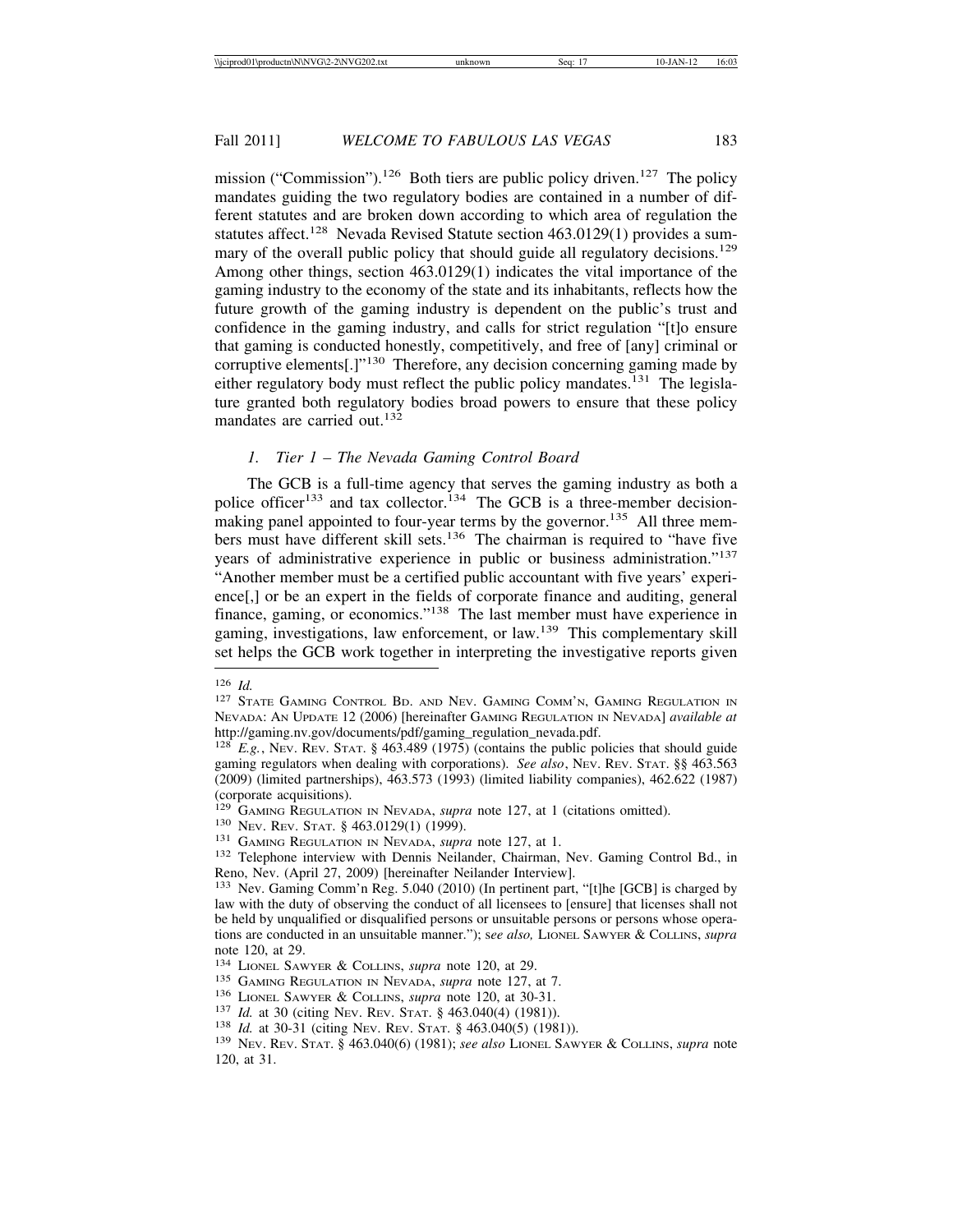mission ("Commission").[126] Both tiers are public policy driven.[127] The policy mandates guiding the two regulatory bodies are contained in a number of different statutes and are broken down according to which area of regulation the statutes affect.[128] Nevada Revised Statute section 463.0129(1) provides a summary of the overall public policy that should guide all regulatory decisions.[129] Among other things, section 463.0129(1) indicates the vital importance of the gaming industry to the economy of the state and its inhabitants, reflects how the future growth of the gaming industry is dependent on the public's trust and confidence in the gaming industry, and calls for strict regulation "[t]o ensure that gaming is conducted honestly, competitively, and free of [any] criminal or corruptive elements[.]"[130] Therefore, any decision concerning gaming made by either regulatory body must reflect the public policy mandates.[131] The legislature granted both regulatory bodies broad powers to ensure that these policy mandates are carried out.[132]

### *1. Tier 1 – The Nevada Gaming Control Board*

The GCB is a full-time agency that serves the gaming industry as both a police officer[133] and tax collector.[134] The GCB is a three-member decision-making panel appointed to four-year terms by the governor.[135] All three members must have different skill sets.[136] The chairman is required to "have five years of administrative experience in public or business administration."[137] "Another member must be a certified public accountant with five years' experience[,] or be an expert in the fields of corporate finance and auditing, general finance, gaming, or economics."[138] The last member must have experience in gaming, investigations, law enforcement, or law.[139] This complementary skill set helps the GCB work together in interpreting the investigative reports given

---

[126] *Id.*

[127] State Gaming Control Bd. and Nev. Gaming Comm'n, Gaming Regulation in Nevada: An Update 12 (2006) [hereinafter Gaming Regulation in Nevada] *available at* http://gaming.nv.gov/documents/pdf/gaming_regulation_nevada.pdf.

[128] *E.g.*, Nev. Rev. Stat. § 463.489 (1975) (contains the public policies that should guide gaming regulators when dealing with corporations). *See also*, Nev. Rev. Stat. §§ 463.563 (2009) (limited partnerships), 463.573 (1993) (limited liability companies), 462.622 (1987) (corporate acquisitions).

[129] Gaming Regulation in Nevada, *supra* note 127, at 1 (citations omitted).

[130] Nev. Rev. Stat. § 463.0129(1) (1999).

[131] Gaming Regulation in Nevada, *supra* note 127, at 1.

[132] Telephone interview with Dennis Neilander, Chairman, Nev. Gaming Control Bd., in Reno, Nev. (April 27, 2009) [hereinafter Neilander Interview].

[133] Nev. Gaming Comm'n Reg. 5.040 (2010) (In pertinent part, "[t]he [GCB] is charged by law with the duty of observing the conduct of all licensees to [ensure] that licenses shall not be held by unqualified or disqualified persons or unsuitable persons or persons whose operations are conducted in an unsuitable manner."); s*ee also,* Lionel Sawyer & Collins, *supra* note 120, at 29.

[134] Lionel Sawyer & Collins, *supra* note 120, at 29.

[135] Gaming Regulation in Nevada, *supra* note 127, at 7.

[136] Lionel Sawyer & Collins, *supra* note 120, at 30-31.

[137] *Id.* at 30 (citing Nev. Rev. Stat. § 463.040(4) (1981)).

[138] *Id.* at 30-31 (citing Nev. Rev. Stat. § 463.040(5) (1981)).

[139] Nev. Rev. Stat. § 463.040(6) (1981); *see also* Lionel Sawyer & Collins, *supra* note 120, at 31.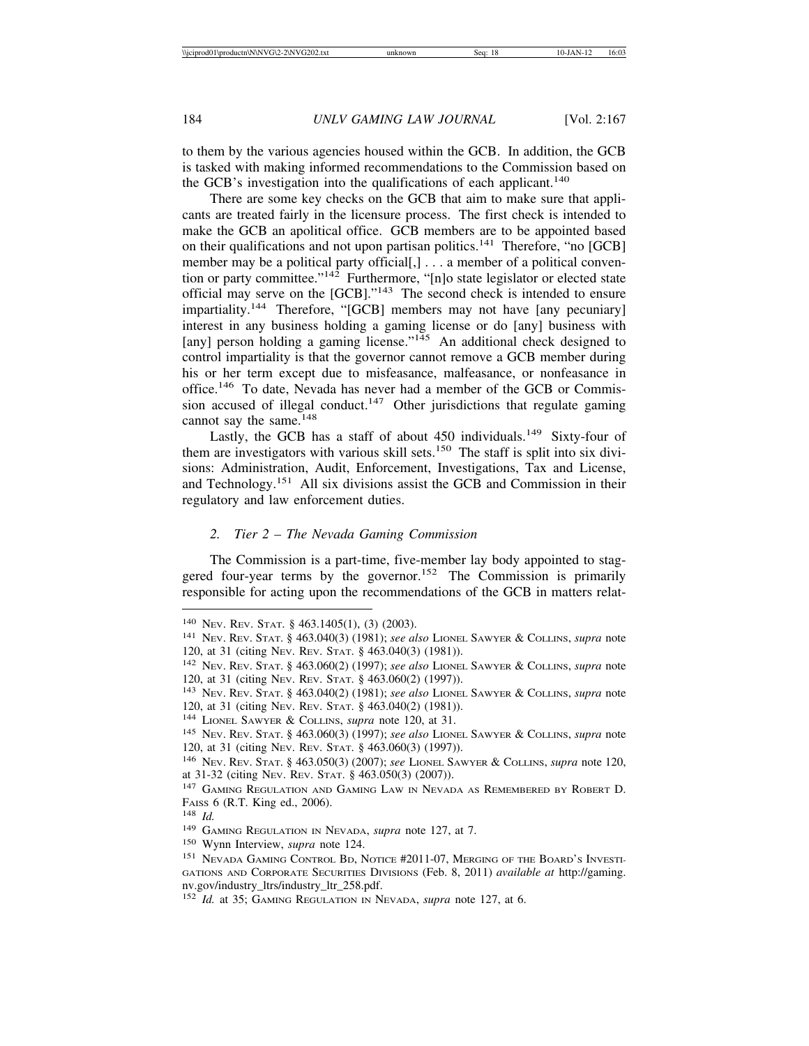to them by the various agencies housed within the GCB. In addition, the GCB is tasked with making informed recommendations to the Commission based on the GCB's investigation into the qualifications of each applicant.[140]

There are some key checks on the GCB that aim to make sure that applicants are treated fairly in the licensure process. The first check is intended to make the GCB an apolitical office. GCB members are to be appointed based on their qualifications and not upon partisan politics.[141] Therefore, "no [GCB] member may be a political party official[,] . . . a member of a political convention or party committee."[142] Furthermore, "[n]o state legislator or elected state official may serve on the [GCB]."[143] The second check is intended to ensure impartiality.[144] Therefore, "[GCB] members may not have [any pecuniary] interest in any business holding a gaming license or do [any] business with [any] person holding a gaming license."[145] An additional check designed to control impartiality is that the governor cannot remove a GCB member during his or her term except due to misfeasance, malfeasance, or nonfeasance in office.[146] To date, Nevada has never had a member of the GCB or Commission accused of illegal conduct.[147] Other jurisdictions that regulate gaming cannot say the same.[148]

Lastly, the GCB has a staff of about 450 individuals.[149] Sixty-four of them are investigators with various skill sets.[150] The staff is split into six divisions: Administration, Audit, Enforcement, Investigations, Tax and License, and Technology.[151] All six divisions assist the GCB and Commission in their regulatory and law enforcement duties.

### 2. *Tier 2 – The Nevada Gaming Commission*

The Commission is a part-time, five-member lay body appointed to staggered four-year terms by the governor.[152] The Commission is primarily responsible for acting upon the recommendations of the GCB in matters relat-

---

[140] Nev. Rev. Stat. § 463.1405(1), (3) (2003).

[141] Nev. Rev. Stat. § 463.040(3) (1981); *see also* Lionel Sawyer & Collins, *supra* note 120, at 31 (citing Nev. Rev. Stat. § 463.040(3) (1981)).

[142] Nev. Rev. Stat. § 463.060(2) (1997); *see also* Lionel Sawyer & Collins, *supra* note 120, at 31 (citing Nev. Rev. Stat. § 463.060(2) (1997)).

[143] Nev. Rev. Stat. § 463.040(2) (1981); *see also* Lionel Sawyer & Collins, *supra* note 120, at 31 (citing Nev. Rev. Stat. § 463.040(2) (1981)).

[144] Lionel Sawyer & Collins, *supra* note 120, at 31.

[145] Nev. Rev. Stat. § 463.060(3) (1997); *see also* Lionel Sawyer & Collins, *supra* note 120, at 31 (citing Nev. Rev. Stat. § 463.060(3) (1997)).

[146] Nev. Rev. Stat. § 463.050(3) (2007); *see* Lionel Sawyer & Collins, *supra* note 120, at 31-32 (citing Nev. Rev. Stat. § 463.050(3) (2007)).

[147] Gaming Regulation and Gaming Law in Nevada as Remembered by Robert D. Faiss 6 (R.T. King ed., 2006).

[148] *Id.*

[149] Gaming Regulation in Nevada, *supra* note 127, at 7.

[150] Wynn Interview, *supra* note 124.

[151] Nevada Gaming Control Bd, Notice #2011-07, Merging of the Board's Investigations and Corporate Securities Divisions (Feb. 8, 2011) *available at* http://gaming.nv.gov/industry_ltrs/industry_ltr_258.pdf.

[152] *Id.* at 35; Gaming Regulation in Nevada, *supra* note 127, at 6.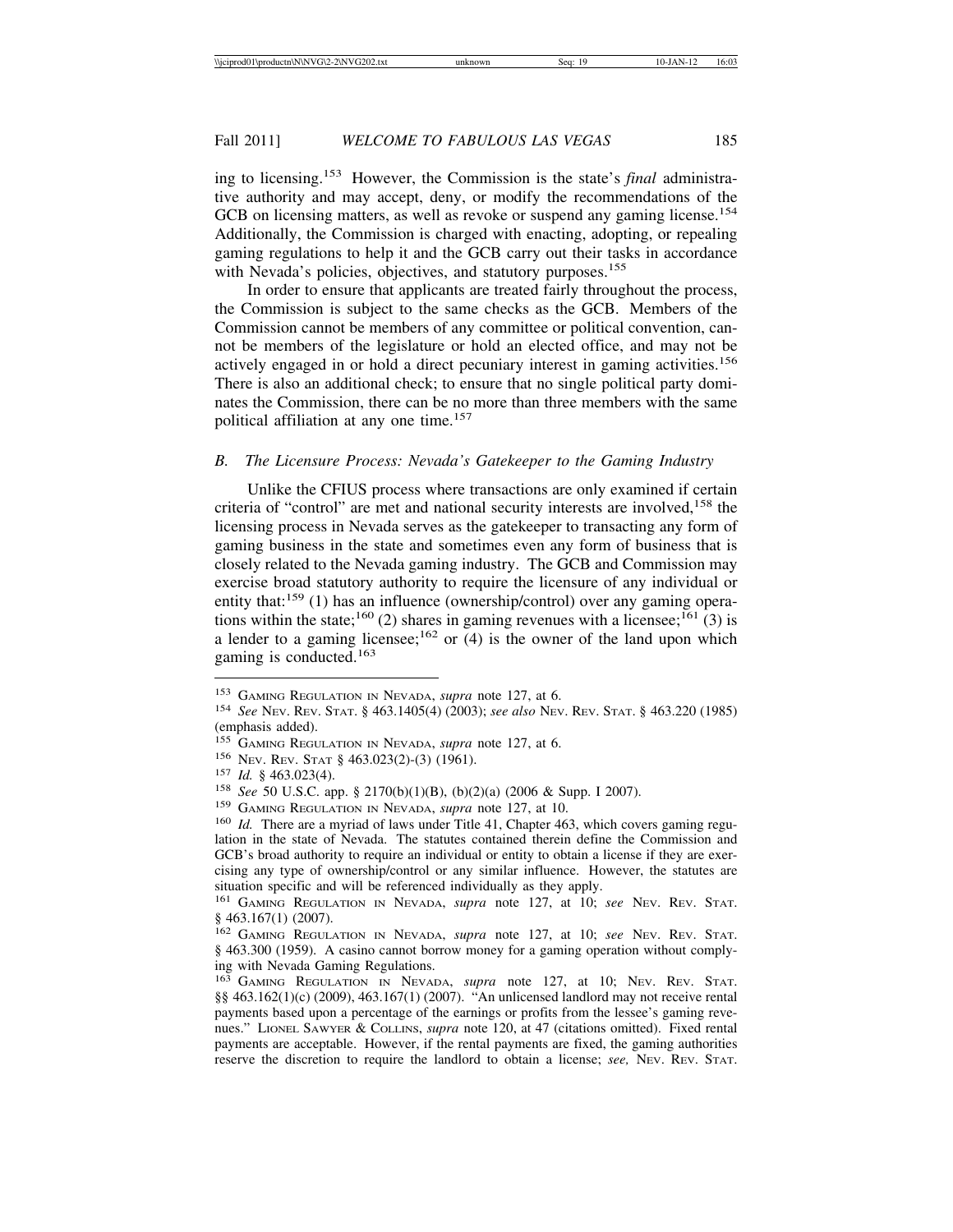ing to licensing.[153] However, the Commission is the state's *final* administrative authority and may accept, deny, or modify the recommendations of the GCB on licensing matters, as well as revoke or suspend any gaming license.[154] Additionally, the Commission is charged with enacting, adopting, or repealing gaming regulations to help it and the GCB carry out their tasks in accordance with Nevada's policies, objectives, and statutory purposes.[155]

In order to ensure that applicants are treated fairly throughout the process, the Commission is subject to the same checks as the GCB. Members of the Commission cannot be members of any committee or political convention, cannot be members of the legislature or hold an elected office, and may not be actively engaged in or hold a direct pecuniary interest in gaming activities.[156] There is also an additional check; to ensure that no single political party dominates the Commission, there can be no more than three members with the same political affiliation at any one time.[157]

### *B. The Licensure Process: Nevada's Gatekeeper to the Gaming Industry*

Unlike the CFIUS process where transactions are only examined if certain criteria of "control" are met and national security interests are involved,[158] the licensing process in Nevada serves as the gatekeeper to transacting any form of gaming business in the state and sometimes even any form of business that is closely related to the Nevada gaming industry. The GCB and Commission may exercise broad statutory authority to require the licensure of any individual or entity that:[159] (1) has an influence (ownership/control) over any gaming operations within the state;[160] (2) shares in gaming revenues with a licensee;[161] (3) is a lender to a gaming licensee;[162] or (4) is the owner of the land upon which gaming is conducted.[163]

---

[153] GAMING REGULATION IN NEVADA, *supra* note 127, at 6.

[154] *See* NEV. REV. STAT. § 463.1405(4) (2003); *see also* NEV. REV. STAT. § 463.220 (1985) (emphasis added).

[155] GAMING REGULATION IN NEVADA, *supra* note 127, at 6.

[156] NEV. REV. STAT § 463.023(2)-(3) (1961).

[157] *Id.* § 463.023(4).

[158] *See* 50 U.S.C. app. § 2170(b)(1)(B), (b)(2)(a) (2006 & Supp. I 2007).

[159] GAMING REGULATION IN NEVADA, *supra* note 127, at 10.

[160] *Id.* There are a myriad of laws under Title 41, Chapter 463, which covers gaming regulation in the state of Nevada. The statutes contained therein define the Commission and GCB's broad authority to require an individual or entity to obtain a license if they are exercising any type of ownership/control or any similar influence. However, the statutes are situation specific and will be referenced individually as they apply.

[161] GAMING REGULATION IN NEVADA, *supra* note 127, at 10; *see* NEV. REV. STAT. § 463.167(1) (2007).

[162] GAMING REGULATION IN NEVADA, *supra* note 127, at 10; *see* NEV. REV. STAT. § 463.300 (1959). A casino cannot borrow money for a gaming operation without complying with Nevada Gaming Regulations.

[163] GAMING REGULATION IN NEVADA, *supra* note 127, at 10; NEV. REV. STAT. §§ 463.162(1)(c) (2009), 463.167(1) (2007). "An unlicensed landlord may not receive rental payments based upon a percentage of the earnings or profits from the lessee's gaming revenues." LIONEL SAWYER & COLLINS, *supra* note 120, at 47 (citations omitted). Fixed rental payments are acceptable. However, if the rental payments are fixed, the gaming authorities reserve the discretion to require the landlord to obtain a license; *see,* NEV. REV. STAT.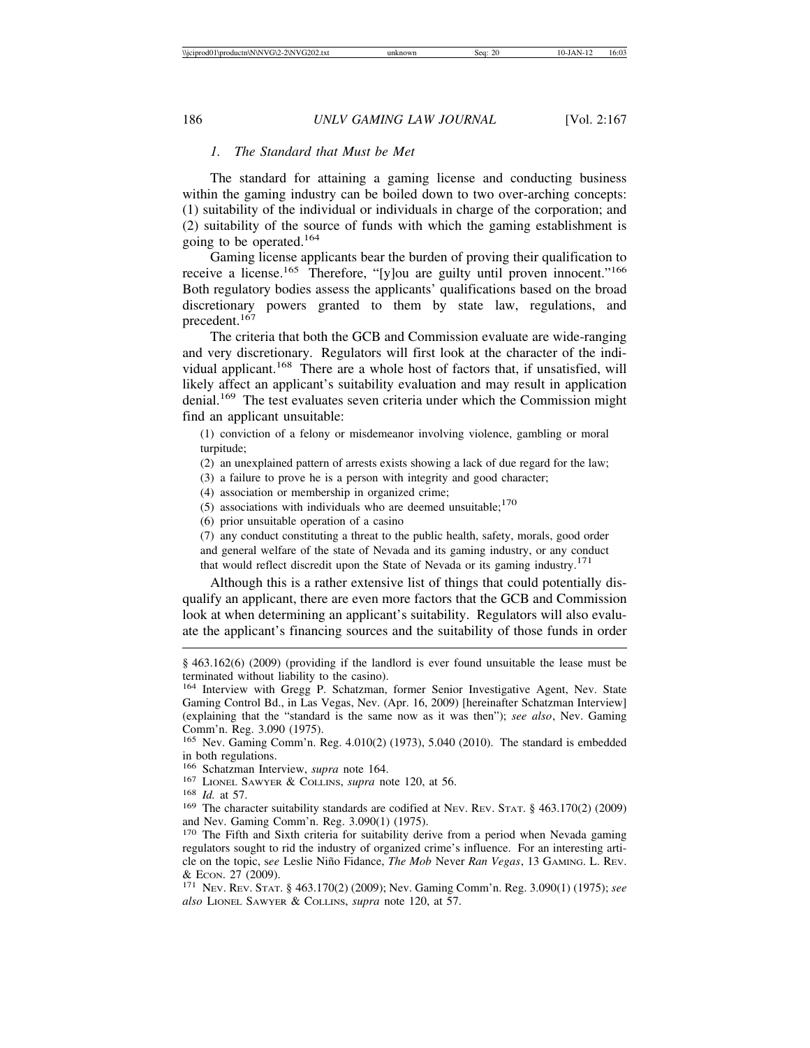### 1. *The Standard that Must be Met*

The standard for attaining a gaming license and conducting business within the gaming industry can be boiled down to two over-arching concepts: (1) suitability of the individual or individuals in charge of the corporation; and (2) suitability of the source of funds with which the gaming establishment is going to be operated.[164]

Gaming license applicants bear the burden of proving their qualification to receive a license.[165] Therefore, "[y]ou are guilty until proven innocent."[166] Both regulatory bodies assess the applicants' qualifications based on the broad discretionary powers granted to them by state law, regulations, and precedent.[167]

The criteria that both the GCB and Commission evaluate are wide-ranging and very discretionary. Regulators will first look at the character of the individual applicant.[168] There are a whole host of factors that, if unsatisfied, will likely affect an applicant's suitability evaluation and may result in application denial.[169] The test evaluates seven criteria under which the Commission might find an applicant unsuitable:

> (1) conviction of a felony or misdemeanor involving violence, gambling or moral turpitude;
> (2) an unexplained pattern of arrests exists showing a lack of due regard for the law;
> (3) a failure to prove he is a person with integrity and good character;
> (4) association or membership in organized crime;
> (5) associations with individuals who are deemed unsuitable;[170]
> (6) prior unsuitable operation of a casino
> (7) any conduct constituting a threat to the public health, safety, morals, good order and general welfare of the state of Nevada and its gaming industry, or any conduct that would reflect discredit upon the State of Nevada or its gaming industry.[171]

Although this is a rather extensive list of things that could potentially disqualify an applicant, there are even more factors that the GCB and Commission look at when determining an applicant's suitability. Regulators will also evaluate the applicant's financing sources and the suitability of those funds in order

---

§ 463.162(6) (2009) (providing if the landlord is ever found unsuitable the lease must be terminated without liability to the casino).

[164] Interview with Gregg P. Schatzman, former Senior Investigative Agent, Nev. State Gaming Control Bd., in Las Vegas, Nev. (Apr. 16, 2009) [hereinafter Schatzman Interview] (explaining that the "standard is the same now as it was then"); *see also*, Nev. Gaming Comm'n. Reg. 3.090 (1975).

[165] Nev. Gaming Comm'n. Reg. 4.010(2) (1973), 5.040 (2010). The standard is embedded in both regulations.

[166] Schatzman Interview, *supra* note 164.

[167] LIONEL SAWYER & COLLINS, *supra* note 120, at 56.

[168] *Id.* at 57.

[169] The character suitability standards are codified at NEV. REV. STAT. § 463.170(2) (2009) and Nev. Gaming Comm'n. Reg. 3.090(1) (1975).

[170] The Fifth and Sixth criteria for suitability derive from a period when Nevada gaming regulators sought to rid the industry of organized crime's influence. For an interesting article on the topic, s*ee* Leslie Niño Fidance, *The Mob* Never *Ran Vegas*, 13 GAMING. L. REV. & ECON. 27 (2009).

[171] NEV. REV. STAT. § 463.170(2) (2009); Nev. Gaming Comm'n. Reg. 3.090(1) (1975); *see also* LIONEL SAWYER & COLLINS, *supra* note 120, at 57.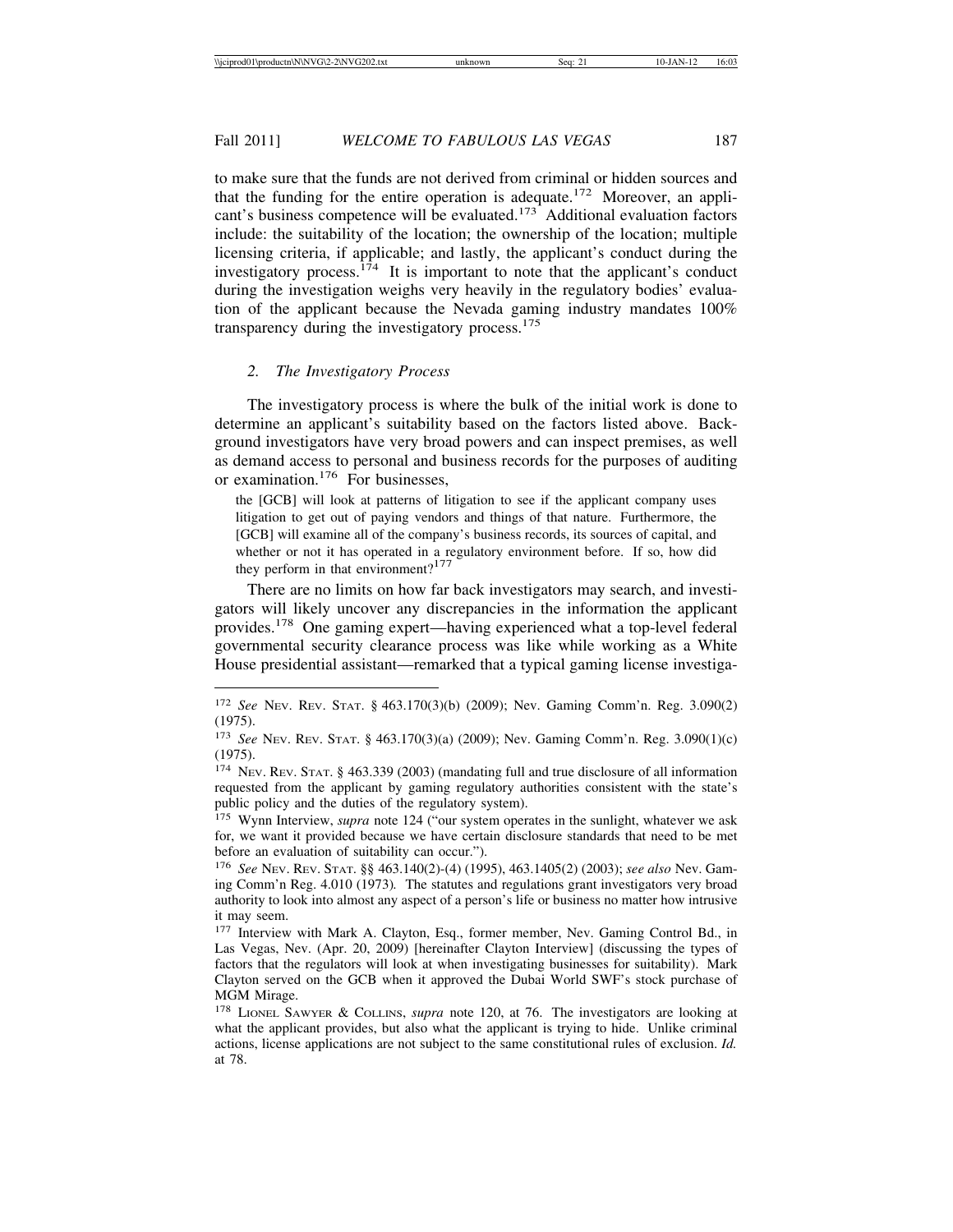to make sure that the funds are not derived from criminal or hidden sources and that the funding for the entire operation is adequate.[172] Moreover, an applicant's business competence will be evaluated.[173] Additional evaluation factors include: the suitability of the location; the ownership of the location; multiple licensing criteria, if applicable; and lastly, the applicant's conduct during the investigatory process.[174] It is important to note that the applicant's conduct during the investigation weighs very heavily in the regulatory bodies' evaluation of the applicant because the Nevada gaming industry mandates 100% transparency during the investigatory process.[175]

### *2. The Investigatory Process*

The investigatory process is where the bulk of the initial work is done to determine an applicant's suitability based on the factors listed above. Background investigators have very broad powers and can inspect premises, as well as demand access to personal and business records for the purposes of auditing or examination.[176] For businesses,

> the [GCB] will look at patterns of litigation to see if the applicant company uses litigation to get out of paying vendors and things of that nature. Furthermore, the [GCB] will examine all of the company's business records, its sources of capital, and whether or not it has operated in a regulatory environment before. If so, how did they perform in that environment?[177]

There are no limits on how far back investigators may search, and investigators will likely uncover any discrepancies in the information the applicant provides.[178] One gaming expert—having experienced what a top-level federal governmental security clearance process was like while working as a White House presidential assistant—remarked that a typical gaming license investiga-

---

172 *See* Nev. Rev. Stat. § 463.170(3)(b) (2009); Nev. Gaming Comm'n. Reg. 3.090(2) (1975).

173 *See* Nev. Rev. Stat. § 463.170(3)(a) (2009); Nev. Gaming Comm'n. Reg. 3.090(1)(c) (1975).

174 Nev. Rev. Stat. § 463.339 (2003) (mandating full and true disclosure of all information requested from the applicant by gaming regulatory authorities consistent with the state's public policy and the duties of the regulatory system).

175 Wynn Interview, *supra* note 124 ("our system operates in the sunlight, whatever we ask for, we want it provided because we have certain disclosure standards that need to be met before an evaluation of suitability can occur.").

176 *See* Nev. Rev. Stat. §§ 463.140(2)-(4) (1995), 463.1405(2) (2003); *see also* Nev. Gaming Comm'n Reg. 4.010 (1973)*.* The statutes and regulations grant investigators very broad authority to look into almost any aspect of a person's life or business no matter how intrusive it may seem.

177 Interview with Mark A. Clayton, Esq., former member, Nev. Gaming Control Bd., in Las Vegas, Nev. (Apr. 20, 2009) [hereinafter Clayton Interview] (discussing the types of factors that the regulators will look at when investigating businesses for suitability). Mark Clayton served on the GCB when it approved the Dubai World SWF's stock purchase of MGM Mirage.

178 Lionel Sawyer & Collins, *supra* note 120, at 76. The investigators are looking at what the applicant provides, but also what the applicant is trying to hide. Unlike criminal actions, license applications are not subject to the same constitutional rules of exclusion. *Id.* at 78.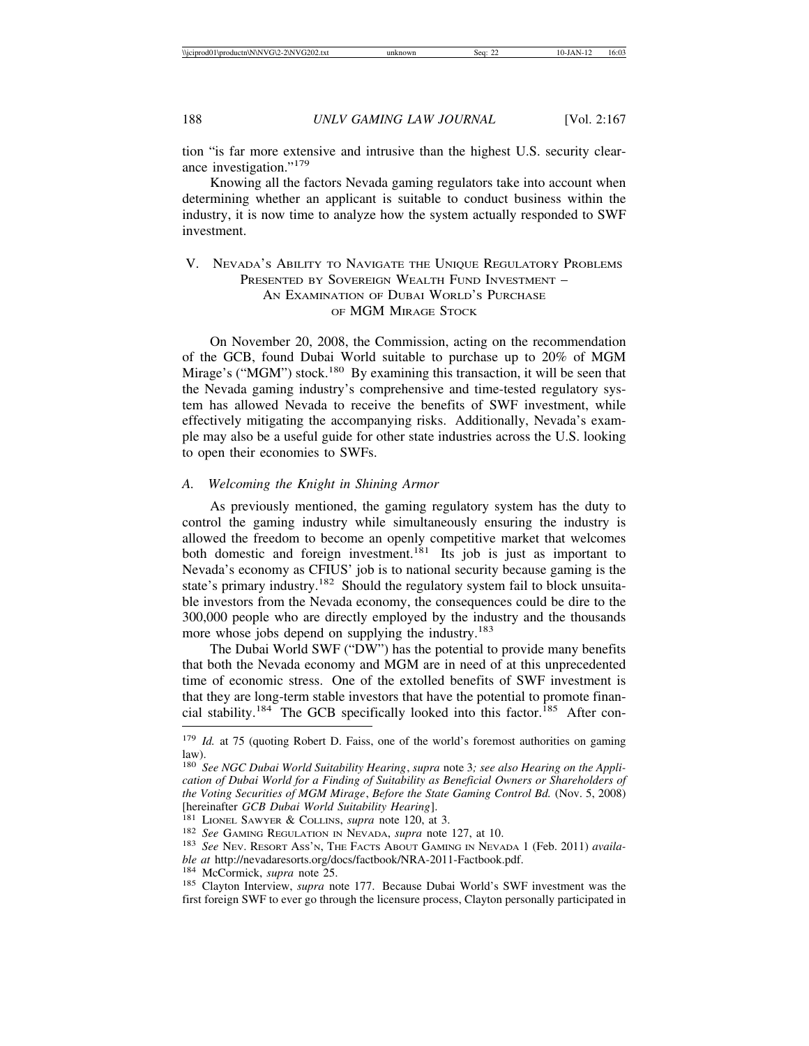tion "is far more extensive and intrusive than the highest U.S. security clearance investigation."[179]

Knowing all the factors Nevada gaming regulators take into account when determining whether an applicant is suitable to conduct business within the industry, it is now time to analyze how the system actually responded to SWF investment.

## V. Nevada's Ability to Navigate the Unique Regulatory Problems Presented by Sovereign Wealth Fund Investment – An Examination of Dubai World's Purchase of MGM Mirage Stock

On November 20, 2008, the Commission, acting on the recommendation of the GCB, found Dubai World suitable to purchase up to 20% of MGM Mirage's ("MGM") stock.[180] By examining this transaction, it will be seen that the Nevada gaming industry's comprehensive and time-tested regulatory system has allowed Nevada to receive the benefits of SWF investment, while effectively mitigating the accompanying risks. Additionally, Nevada's example may also be a useful guide for other state industries across the U.S. looking to open their economies to SWFs.

### A. *Welcoming the Knight in Shining Armor*

As previously mentioned, the gaming regulatory system has the duty to control the gaming industry while simultaneously ensuring the industry is allowed the freedom to become an openly competitive market that welcomes both domestic and foreign investment.[181] Its job is just as important to Nevada's economy as CFIUS' job is to national security because gaming is the state's primary industry.[182] Should the regulatory system fail to block unsuitable investors from the Nevada economy, the consequences could be dire to the 300,000 people who are directly employed by the industry and the thousands more whose jobs depend on supplying the industry.[183]

The Dubai World SWF ("DW") has the potential to provide many benefits that both the Nevada economy and MGM are in need of at this unprecedented time of economic stress. One of the extolled benefits of SWF investment is that they are long-term stable investors that have the potential to promote financial stability.[184] The GCB specifically looked into this factor.[185] After con-

---

[179] *Id.* at 75 (quoting Robert D. Faiss, one of the world's foremost authorities on gaming law).

[180] *See NGC Dubai World Suitability Hearing*, *supra* note 3*; see also Hearing on the Application of Dubai World for a Finding of Suitability as Beneficial Owners or Shareholders of the Voting Securities of MGM Mirage*, *Before the State Gaming Control Bd.* (Nov. 5, 2008) [hereinafter *GCB Dubai World Suitability Hearing*].

[181] Lionel Sawyer & Collins, *supra* note 120, at 3.

[182] *See* Gaming Regulation in Nevada, *supra* note 127, at 10.

[183] *See* Nev. Resort Ass'n, The Facts About Gaming in Nevada 1 (Feb. 2011) *available at* http://nevadaresorts.org/docs/factbook/NRA-2011-Factbook.pdf.

[184] McCormick, *supra* note 25.

[185] Clayton Interview, *supra* note 177. Because Dubai World's SWF investment was the first foreign SWF to ever go through the licensure process, Clayton personally participated in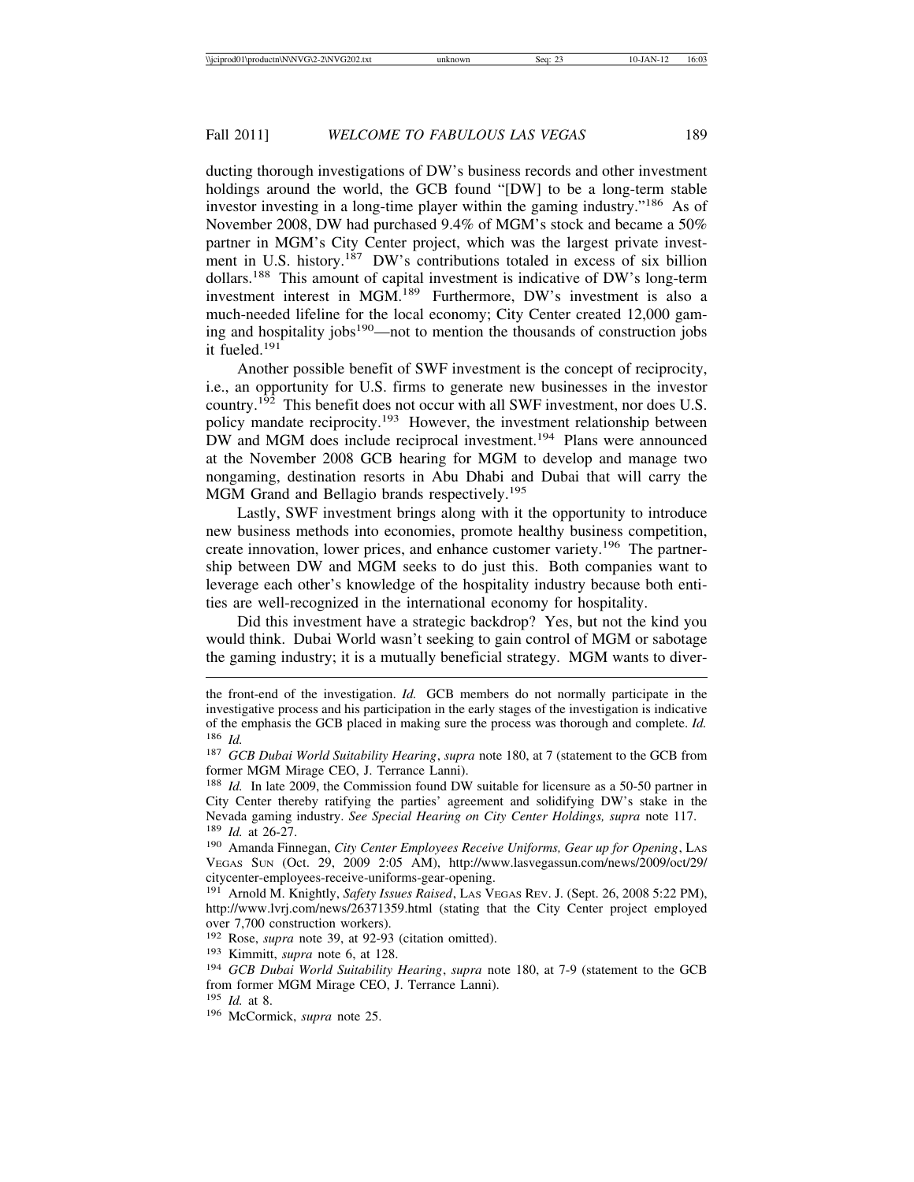ducting thorough investigations of DW's business records and other investment holdings around the world, the GCB found "[DW] to be a long-term stable investor investing in a long-time player within the gaming industry."[186] As of November 2008, DW had purchased 9.4% of MGM's stock and became a 50% partner in MGM's City Center project, which was the largest private investment in U.S. history.[187] DW's contributions totaled in excess of six billion dollars.[188] This amount of capital investment is indicative of DW's long-term investment interest in MGM.[189] Furthermore, DW's investment is also a much-needed lifeline for the local economy; City Center created 12,000 gaming and hospitality jobs[190]—not to mention the thousands of construction jobs it fueled.[191]

Another possible benefit of SWF investment is the concept of reciprocity, i.e., an opportunity for U.S. firms to generate new businesses in the investor country.[192] This benefit does not occur with all SWF investment, nor does U.S. policy mandate reciprocity.[193] However, the investment relationship between DW and MGM does include reciprocal investment.[194] Plans were announced at the November 2008 GCB hearing for MGM to develop and manage two nongaming, destination resorts in Abu Dhabi and Dubai that will carry the MGM Grand and Bellagio brands respectively.[195]

Lastly, SWF investment brings along with it the opportunity to introduce new business methods into economies, promote healthy business competition, create innovation, lower prices, and enhance customer variety.[196] The partnership between DW and MGM seeks to do just this. Both companies want to leverage each other's knowledge of the hospitality industry because both entities are well-recognized in the international economy for hospitality.

Did this investment have a strategic backdrop? Yes, but not the kind you would think. Dubai World wasn't seeking to gain control of MGM or sabotage the gaming industry; it is a mutually beneficial strategy. MGM wants to diver-

---

the front-end of the investigation. *Id.* GCB members do not normally participate in the investigative process and his participation in the early stages of the investigation is indicative of the emphasis the GCB placed in making sure the process was thorough and complete. *Id.*

[186] *Id.*

[187] *GCB Dubai World Suitability Hearing*, *supra* note 180, at 7 (statement to the GCB from former MGM Mirage CEO, J. Terrance Lanni).

[188] *Id.* In late 2009, the Commission found DW suitable for licensure as a 50-50 partner in City Center thereby ratifying the parties' agreement and solidifying DW's stake in the Nevada gaming industry. *See Special Hearing on City Center Holdings, supra* note 117.

[189] *Id.* at 26-27.

[190] Amanda Finnegan, *City Center Employees Receive Uniforms, Gear up for Opening*, LAS VEGAS SUN (Oct. 29, 2009 2:05 AM), http://www.lasvegassun.com/news/2009/oct/29/citycenter-employees-receive-uniforms-gear-opening.

[191] Arnold M. Knightly, *Safety Issues Raised*, LAS VEGAS REV. J. (Sept. 26, 2008 5:22 PM), http://www.lvrj.com/news/26371359.html (stating that the City Center project employed over 7,700 construction workers).

[192] Rose, *supra* note 39, at 92-93 (citation omitted).

[193] Kimmitt, *supra* note 6, at 128.

[194] *GCB Dubai World Suitability Hearing*, *supra* note 180, at 7-9 (statement to the GCB from former MGM Mirage CEO, J. Terrance Lanni).

[195] *Id.* at 8.

[196] McCormick, *supra* note 25.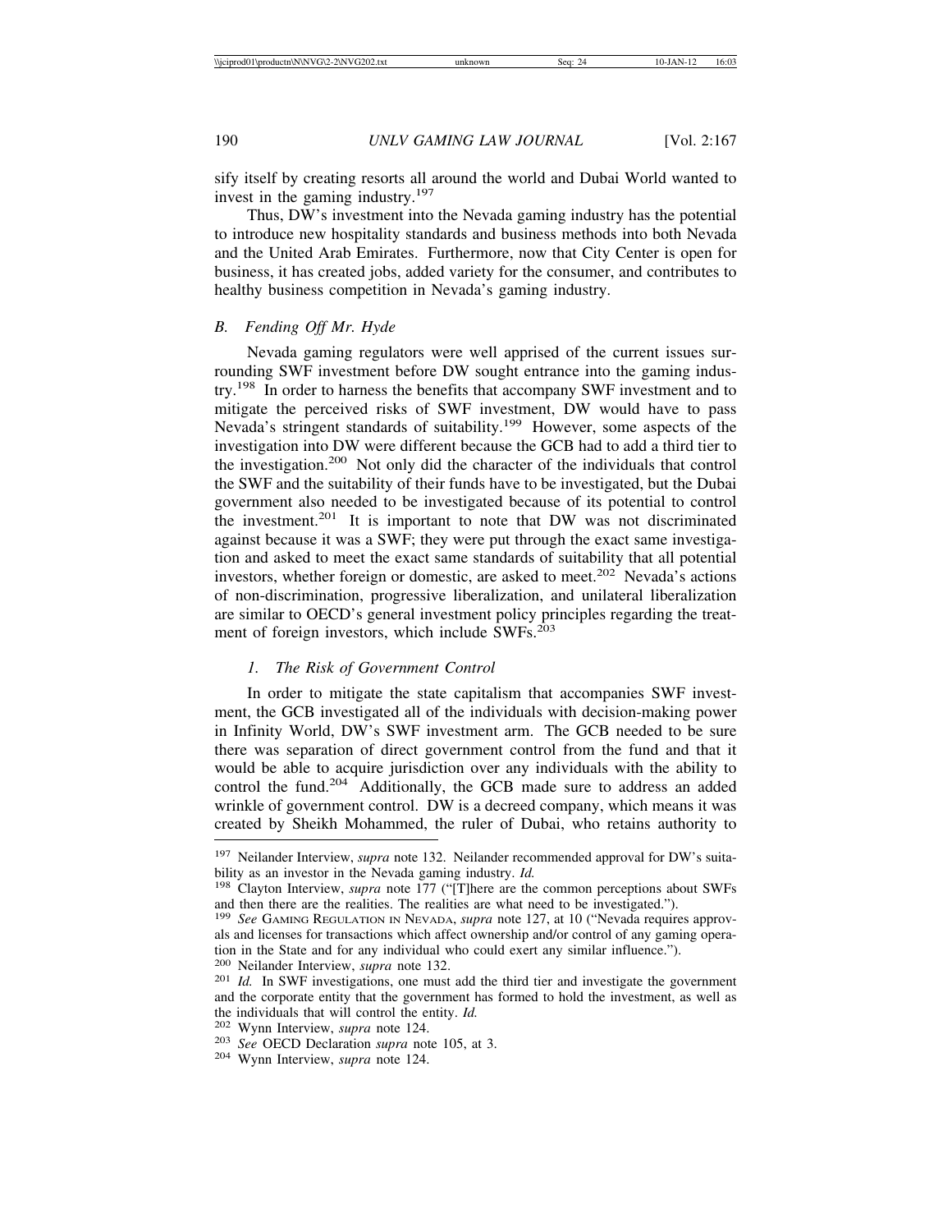sify itself by creating resorts all around the world and Dubai World wanted to invest in the gaming industry.[197]

Thus, DW's investment into the Nevada gaming industry has the potential to introduce new hospitality standards and business methods into both Nevada and the United Arab Emirates. Furthermore, now that City Center is open for business, it has created jobs, added variety for the consumer, and contributes to healthy business competition in Nevada's gaming industry.

### B. *Fending Off Mr. Hyde*

Nevada gaming regulators were well apprised of the current issues surrounding SWF investment before DW sought entrance into the gaming industry.[198] In order to harness the benefits that accompany SWF investment and to mitigate the perceived risks of SWF investment, DW would have to pass Nevada's stringent standards of suitability.[199] However, some aspects of the investigation into DW were different because the GCB had to add a third tier to the investigation.[200] Not only did the character of the individuals that control the SWF and the suitability of their funds have to be investigated, but the Dubai government also needed to be investigated because of its potential to control the investment.[201] It is important to note that DW was not discriminated against because it was a SWF; they were put through the exact same investigation and asked to meet the exact same standards of suitability that all potential investors, whether foreign or domestic, are asked to meet.[202] Nevada's actions of non-discrimination, progressive liberalization, and unilateral liberalization are similar to OECD's general investment policy principles regarding the treatment of foreign investors, which include SWFs.[203]

#### 1. *The Risk of Government Control*

In order to mitigate the state capitalism that accompanies SWF investment, the GCB investigated all of the individuals with decision-making power in Infinity World, DW's SWF investment arm. The GCB needed to be sure there was separation of direct government control from the fund and that it would be able to acquire jurisdiction over any individuals with the ability to control the fund.[204] Additionally, the GCB made sure to address an added wrinkle of government control. DW is a decreed company, which means it was created by Sheikh Mohammed, the ruler of Dubai, who retains authority to

---

[197] Neilander Interview, *supra* note 132. Neilander recommended approval for DW's suitability as an investor in the Nevada gaming industry. *Id.*

[198] Clayton Interview, *supra* note 177 ("[T]here are the common perceptions about SWFs and then there are the realities. The realities are what need to be investigated.").

[199] *See* GAMING REGULATION IN NEVADA, *supra* note 127, at 10 ("Nevada requires approvals and licenses for transactions which affect ownership and/or control of any gaming operation in the State and for any individual who could exert any similar influence.").

[200] Neilander Interview, *supra* note 132.

[201] *Id.* In SWF investigations, one must add the third tier and investigate the government and the corporate entity that the government has formed to hold the investment, as well as the individuals that will control the entity. *Id.*

[202] Wynn Interview, *supra* note 124.

[203] *See* OECD Declaration *supra* note 105, at 3.

[204] Wynn Interview, *supra* note 124.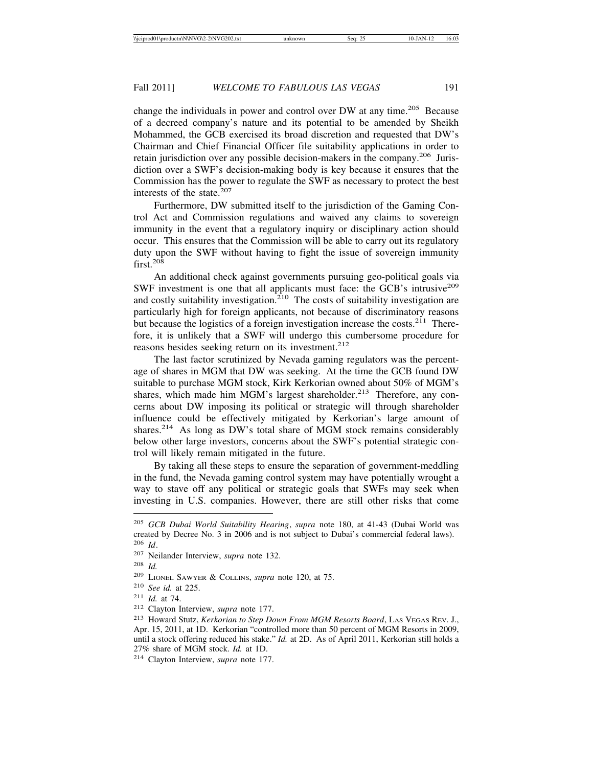change the individuals in power and control over DW at any time.[205] Because of a decreed company's nature and its potential to be amended by Sheikh Mohammed, the GCB exercised its broad discretion and requested that DW's Chairman and Chief Financial Officer file suitability applications in order to retain jurisdiction over any possible decision-makers in the company.[206] Jurisdiction over a SWF's decision-making body is key because it ensures that the Commission has the power to regulate the SWF as necessary to protect the best interests of the state.[207]

Furthermore, DW submitted itself to the jurisdiction of the Gaming Control Act and Commission regulations and waived any claims to sovereign immunity in the event that a regulatory inquiry or disciplinary action should occur. This ensures that the Commission will be able to carry out its regulatory duty upon the SWF without having to fight the issue of sovereign immunity first.[208]

An additional check against governments pursuing geo-political goals via SWF investment is one that all applicants must face: the GCB's intrusive[209] and costly suitability investigation.[210] The costs of suitability investigation are particularly high for foreign applicants, not because of discriminatory reasons but because the logistics of a foreign investigation increase the costs.[211] Therefore, it is unlikely that a SWF will undergo this cumbersome procedure for reasons besides seeking return on its investment.[212]

The last factor scrutinized by Nevada gaming regulators was the percentage of shares in MGM that DW was seeking. At the time the GCB found DW suitable to purchase MGM stock, Kirk Kerkorian owned about 50% of MGM's shares, which made him MGM's largest shareholder.[213] Therefore, any concerns about DW imposing its political or strategic will through shareholder influence could be effectively mitigated by Kerkorian's large amount of shares.[214] As long as DW's total share of MGM stock remains considerably below other large investors, concerns about the SWF's potential strategic control will likely remain mitigated in the future.

By taking all these steps to ensure the separation of government-meddling in the fund, the Nevada gaming control system may have potentially wrought a way to stave off any political or strategic goals that SWFs may seek when investing in U.S. companies. However, there are still other risks that come

---

[205] *GCB Dubai World Suitability Hearing*, *supra* note 180, at 41-43 (Dubai World was created by Decree No. 3 in 2006 and is not subject to Dubai's commercial federal laws).

[206] *Id*.

[207] Neilander Interview, *supra* note 132.

[208] *Id.*

[209] Lionel Sawyer & Collins, *supra* note 120, at 75.

[210] *See id.* at 225.

[211] *Id.* at 74.

[212] Clayton Interview, *supra* note 177.

[213] Howard Stutz, *Kerkorian to Step Down From MGM Resorts Board*, Las Vegas Rev. J., Apr. 15, 2011, at 1D. Kerkorian "controlled more than 50 percent of MGM Resorts in 2009, until a stock offering reduced his stake." *Id.* at 2D. As of April 2011, Kerkorian still holds a 27% share of MGM stock. *Id.* at 1D.

[214] Clayton Interview, *supra* note 177.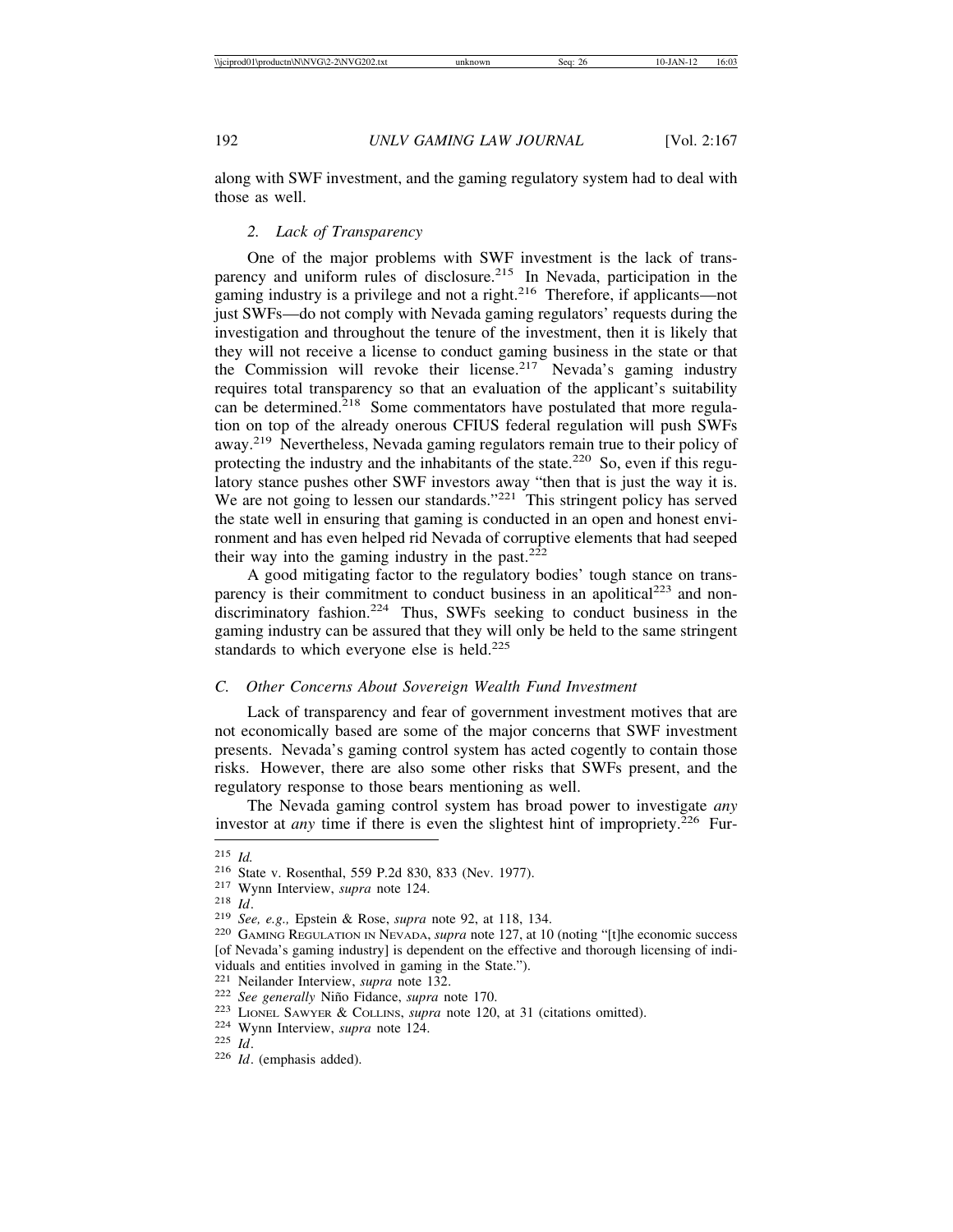along with SWF investment, and the gaming regulatory system had to deal with those as well.

### *2. Lack of Transparency*

One of the major problems with SWF investment is the lack of transparency and uniform rules of disclosure.[215] In Nevada, participation in the gaming industry is a privilege and not a right.[216] Therefore, if applicants—not just SWFs—do not comply with Nevada gaming regulators' requests during the investigation and throughout the tenure of the investment, then it is likely that they will not receive a license to conduct gaming business in the state or that the Commission will revoke their license.[217] Nevada's gaming industry requires total transparency so that an evaluation of the applicant's suitability can be determined.[218] Some commentators have postulated that more regulation on top of the already onerous CFIUS federal regulation will push SWFs away.[219] Nevertheless, Nevada gaming regulators remain true to their policy of protecting the industry and the inhabitants of the state.[220] So, even if this regulatory stance pushes other SWF investors away "then that is just the way it is. We are not going to lessen our standards."[221] This stringent policy has served the state well in ensuring that gaming is conducted in an open and honest environment and has even helped rid Nevada of corruptive elements that had seeped their way into the gaming industry in the past.[222]

A good mitigating factor to the regulatory bodies' tough stance on transparency is their commitment to conduct business in an apolitical[223] and nondiscriminatory fashion.[224] Thus, SWFs seeking to conduct business in the gaming industry can be assured that they will only be held to the same stringent standards to which everyone else is held.[225]

## *C. Other Concerns About Sovereign Wealth Fund Investment*

Lack of transparency and fear of government investment motives that are not economically based are some of the major concerns that SWF investment presents. Nevada's gaming control system has acted cogently to contain those risks. However, there are also some other risks that SWFs present, and the regulatory response to those bears mentioning as well.

The Nevada gaming control system has broad power to investigate *any* investor at *any* time if there is even the slightest hint of impropriety.[226] Fur-

---

[215] *Id.*
[216] State v. Rosenthal, 559 P.2d 830, 833 (Nev. 1977).
[217] Wynn Interview, *supra* note 124.
[218] *Id*.
[219] *See, e.g.,* Epstein & Rose, *supra* note 92, at 118, 134.
[220] GAMING REGULATION IN NEVADA, *supra* note 127, at 10 (noting "[t]he economic success [of Nevada's gaming industry] is dependent on the effective and thorough licensing of individuals and entities involved in gaming in the State.").
[221] Neilander Interview, *supra* note 132.
[222] *See generally* Niño Fidance, *supra* note 170.
[223] LIONEL SAWYER & COLLINS, *supra* note 120, at 31 (citations omitted).
[224] Wynn Interview, *supra* note 124.
[225] *Id*.
[226] *Id*. (emphasis added).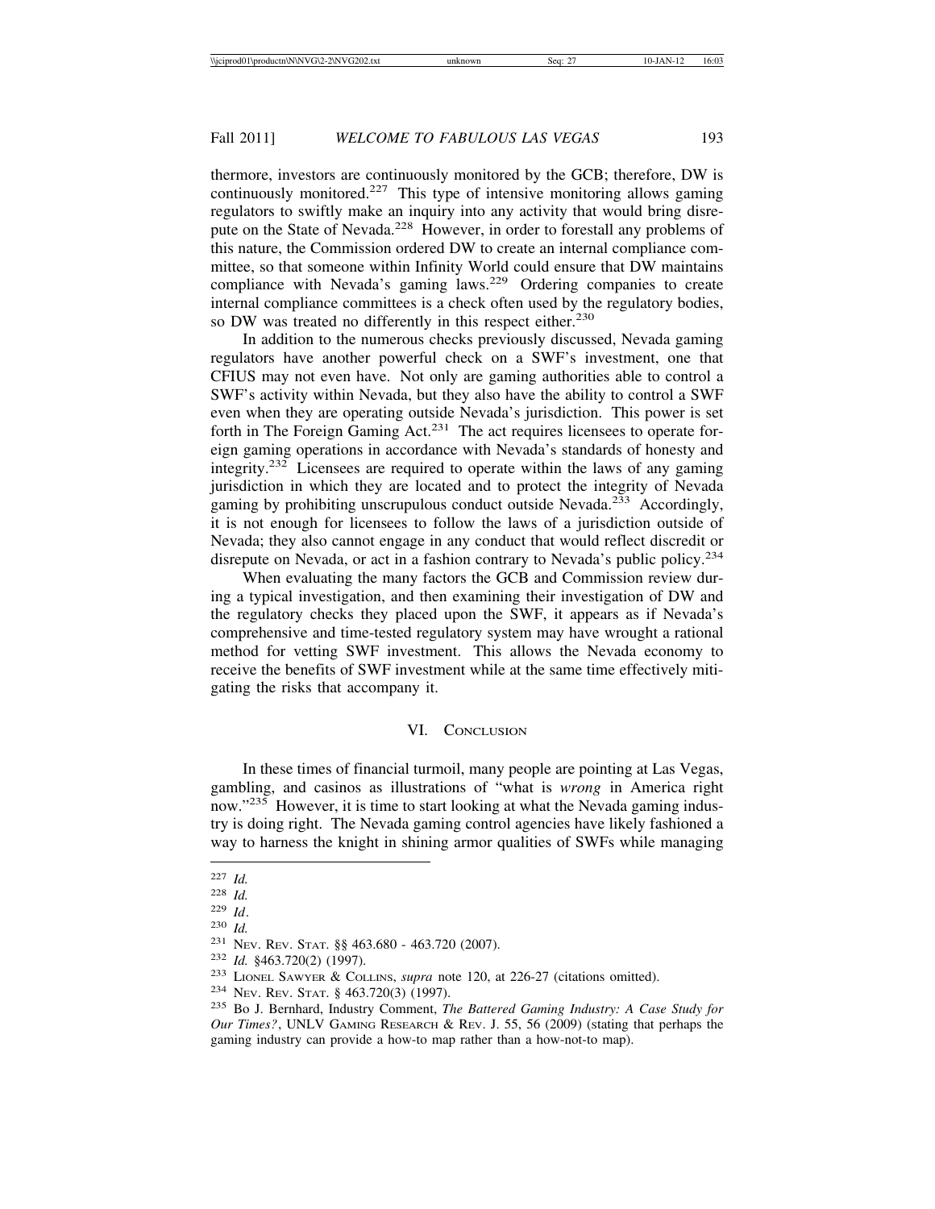thermore, investors are continuously monitored by the GCB; therefore, DW is continuously monitored.[227] This type of intensive monitoring allows gaming regulators to swiftly make an inquiry into any activity that would bring disrepute on the State of Nevada.[228] However, in order to forestall any problems of this nature, the Commission ordered DW to create an internal compliance committee, so that someone within Infinity World could ensure that DW maintains compliance with Nevada's gaming laws.[229] Ordering companies to create internal compliance committees is a check often used by the regulatory bodies, so DW was treated no differently in this respect either.[230]

In addition to the numerous checks previously discussed, Nevada gaming regulators have another powerful check on a SWF's investment, one that CFIUS may not even have. Not only are gaming authorities able to control a SWF's activity within Nevada, but they also have the ability to control a SWF even when they are operating outside Nevada's jurisdiction. This power is set forth in The Foreign Gaming Act.[231] The act requires licensees to operate foreign gaming operations in accordance with Nevada's standards of honesty and integrity.[232] Licensees are required to operate within the laws of any gaming jurisdiction in which they are located and to protect the integrity of Nevada gaming by prohibiting unscrupulous conduct outside Nevada.[233] Accordingly, it is not enough for licensees to follow the laws of a jurisdiction outside of Nevada; they also cannot engage in any conduct that would reflect discredit or disrepute on Nevada, or act in a fashion contrary to Nevada's public policy.[234]

When evaluating the many factors the GCB and Commission review during a typical investigation, and then examining their investigation of DW and the regulatory checks they placed upon the SWF, it appears as if Nevada's comprehensive and time-tested regulatory system may have wrought a rational method for vetting SWF investment. This allows the Nevada economy to receive the benefits of SWF investment while at the same time effectively mitigating the risks that accompany it.

## VI. Conclusion

In these times of financial turmoil, many people are pointing at Las Vegas, gambling, and casinos as illustrations of "what is *wrong* in America right now."[235] However, it is time to start looking at what the Nevada gaming industry is doing right. The Nevada gaming control agencies have likely fashioned a way to harness the knight in shining armor qualities of SWFs while managing

---

[227] *Id.*

[228] *Id.*

[229] *Id*.

[230] *Id.*

[231] Nev. Rev. Stat. §§ 463.680 - 463.720 (2007).

[232] *Id.* §463.720(2) (1997).

[233] Lionel Sawyer & Collins, *supra* note 120, at 226-27 (citations omitted).

[234] Nev. Rev. Stat. § 463.720(3) (1997).

[235] Bo J. Bernhard, Industry Comment, *The Battered Gaming Industry: A Case Study for Our Times?*, UNLV Gaming Research & Rev. J. 55, 56 (2009) (stating that perhaps the gaming industry can provide a how-to map rather than a how-not-to map).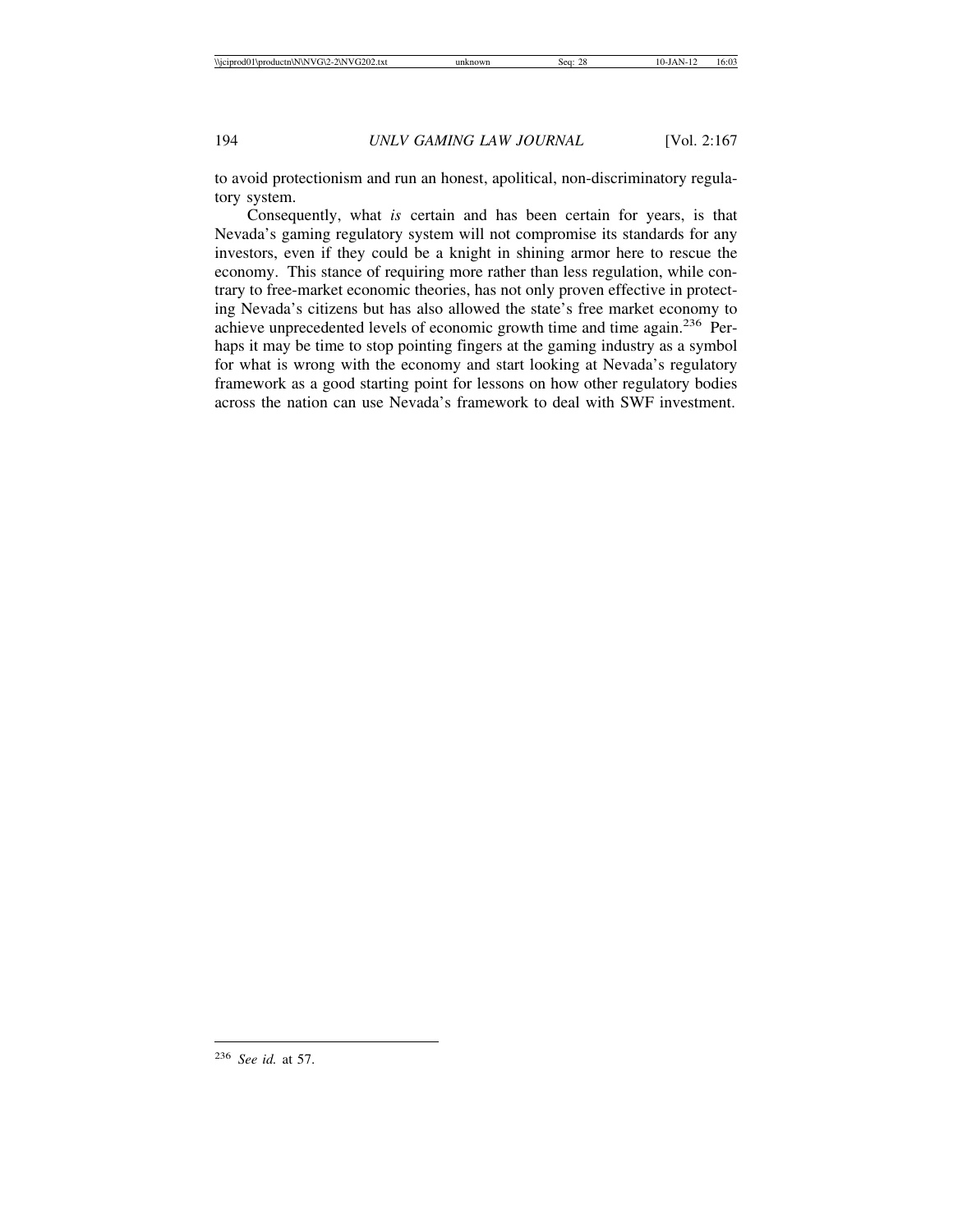to avoid protectionism and run an honest, apolitical, non-discriminatory regulatory system.

Consequently, what *is* certain and has been certain for years, is that Nevada's gaming regulatory system will not compromise its standards for any investors, even if they could be a knight in shining armor here to rescue the economy. This stance of requiring more rather than less regulation, while contrary to free-market economic theories, has not only proven effective in protecting Nevada's citizens but has also allowed the state's free market economy to achieve unprecedented levels of economic growth time and time again.[236] Perhaps it may be time to stop pointing fingers at the gaming industry as a symbol for what is wrong with the economy and start looking at Nevada's regulatory framework as a good starting point for lessons on how other regulatory bodies across the nation can use Nevada's framework to deal with SWF investment.

---

[236] *See id.* at 57.